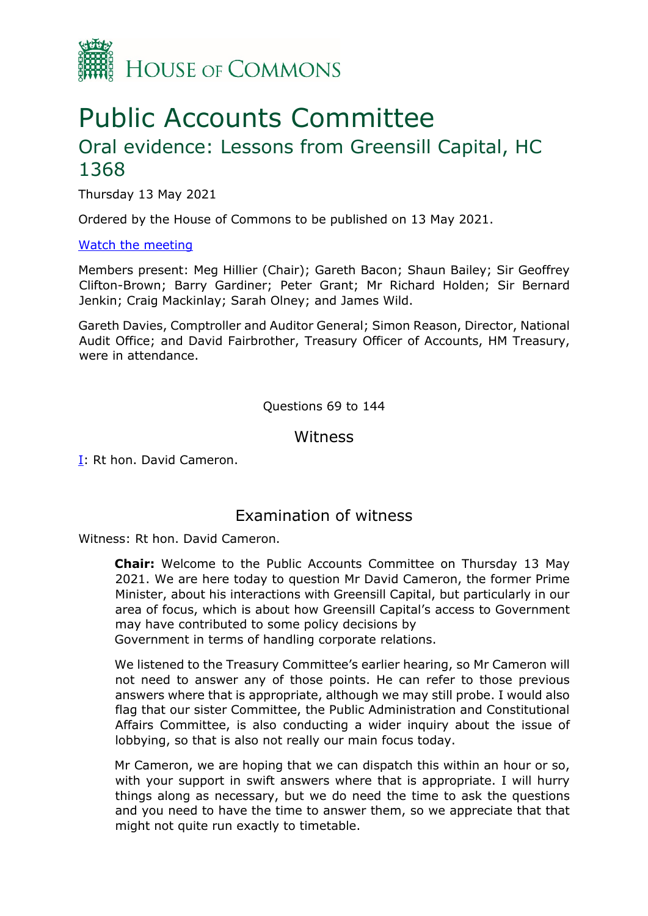# House of Commons

# Public Accounts Committee

## Oral evidence: Lessons from Greensill Capital, HC 1368

Thursday 13 May 2021

Ordered by the House of Commons to be published on 13 May 2021.

[Watch the meeting]

Members present: Meg Hillier (Chair); Gareth Bacon; Shaun Bailey; Sir Geoffrey Clifton-Brown; Barry Gardiner; Peter Grant; Mr Richard Holden; Sir Bernard Jenkin; Craig Mackinlay; Sarah Olney; and James Wild.

Gareth Davies, Comptroller and Auditor General; Simon Reason, Director, National Audit Office; and David Fairbrother, Treasury Officer of Accounts, HM Treasury, were in attendance.

Questions 69 to 144

### Witness

I: Rt hon. David Cameron.

### Examination of witness

Witness: Rt hon. David Cameron.

**Chair:** Welcome to the Public Accounts Committee on Thursday 13 May 2021. We are here today to question Mr David Cameron, the former Prime Minister, about his interactions with Greensill Capital, but particularly in our area of focus, which is about how Greensill Capital's access to Government may have contributed to some policy decisions by Government in terms of handling corporate relations.

We listened to the Treasury Committee's earlier hearing, so Mr Cameron will not need to answer any of those points. He can refer to those previous answers where that is appropriate, although we may still probe. I would also flag that our sister Committee, the Public Administration and Constitutional Affairs Committee, is also conducting a wider inquiry about the issue of lobbying, so that is also not really our main focus today.

Mr Cameron, we are hoping that we can dispatch this within an hour or so, with your support in swift answers where that is appropriate. I will hurry things along as necessary, but we do need the time to ask the questions and you need to have the time to answer them, so we appreciate that that might not quite run exactly to timetable.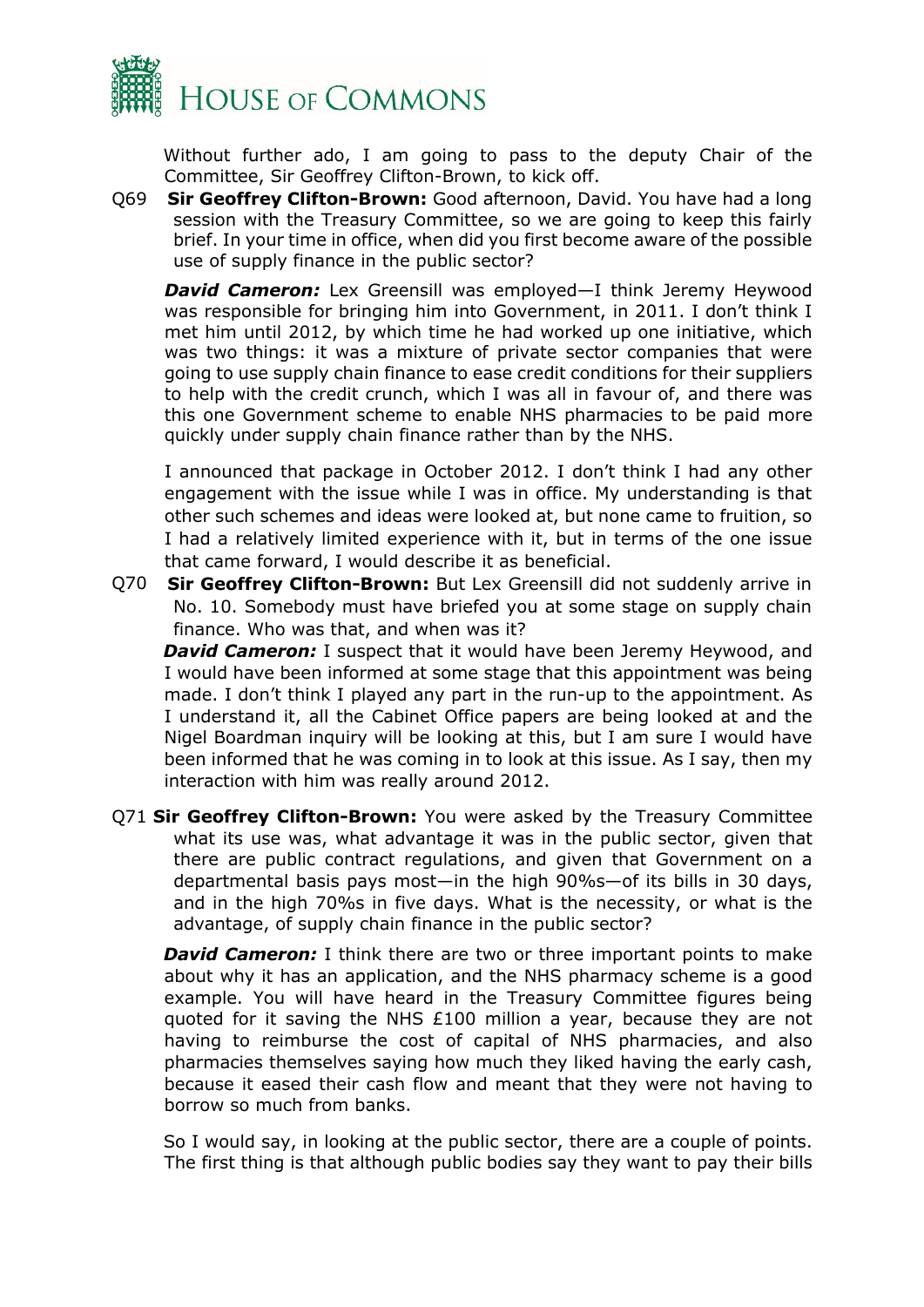Without further ado, I am going to pass to the deputy Chair of the Committee, Sir Geoffrey Clifton-Brown, to kick off.

Q69 **Sir Geoffrey Clifton-Brown:** Good afternoon, David. You have had a long session with the Treasury Committee, so we are going to keep this fairly brief. In your time in office, when did you first become aware of the possible use of supply finance in the public sector?

***David Cameron:*** Lex Greensill was employed—I think Jeremy Heywood was responsible for bringing him into Government, in 2011. I don't think I met him until 2012, by which time he had worked up one initiative, which was two things: it was a mixture of private sector companies that were going to use supply chain finance to ease credit conditions for their suppliers to help with the credit crunch, which I was all in favour of, and there was this one Government scheme to enable NHS pharmacies to be paid more quickly under supply chain finance rather than by the NHS.

I announced that package in October 2012. I don't think I had any other engagement with the issue while I was in office. My understanding is that other such schemes and ideas were looked at, but none came to fruition, so I had a relatively limited experience with it, but in terms of the one issue that came forward, I would describe it as beneficial.

Q70 **Sir Geoffrey Clifton-Brown:** But Lex Greensill did not suddenly arrive in No. 10. Somebody must have briefed you at some stage on supply chain finance. Who was that, and when was it?

***David Cameron:*** I suspect that it would have been Jeremy Heywood, and I would have been informed at some stage that this appointment was being made. I don't think I played any part in the run-up to the appointment. As I understand it, all the Cabinet Office papers are being looked at and the Nigel Boardman inquiry will be looking at this, but I am sure I would have been informed that he was coming in to look at this issue. As I say, then my interaction with him was really around 2012.

Q71 **Sir Geoffrey Clifton-Brown:** You were asked by the Treasury Committee what its use was, what advantage it was in the public sector, given that there are public contract regulations, and given that Government on a departmental basis pays most—in the high 90%s—of its bills in 30 days, and in the high 70%s in five days. What is the necessity, or what is the advantage, of supply chain finance in the public sector?

***David Cameron:*** I think there are two or three important points to make about why it has an application, and the NHS pharmacy scheme is a good example. You will have heard in the Treasury Committee figures being quoted for it saving the NHS £100 million a year, because they are not having to reimburse the cost of capital of NHS pharmacies, and also pharmacies themselves saying how much they liked having the early cash, because it eased their cash flow and meant that they were not having to borrow so much from banks.

So I would say, in looking at the public sector, there are a couple of points. The first thing is that although public bodies say they want to pay their bills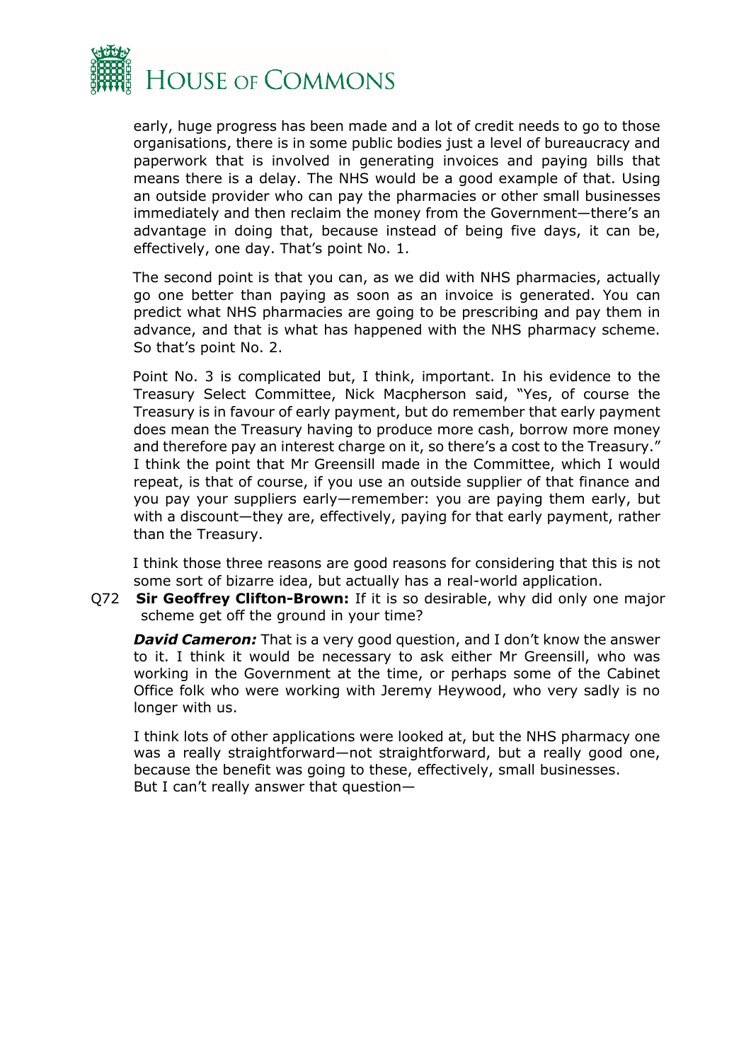early, huge progress has been made and a lot of credit needs to go to those organisations, there is in some public bodies just a level of bureaucracy and paperwork that is involved in generating invoices and paying bills that means there is a delay. The NHS would be a good example of that. Using an outside provider who can pay the pharmacies or other small businesses immediately and then reclaim the money from the Government—there's an advantage in doing that, because instead of being five days, it can be, effectively, one day. That's point No. 1.

The second point is that you can, as we did with NHS pharmacies, actually go one better than paying as soon as an invoice is generated. You can predict what NHS pharmacies are going to be prescribing and pay them in advance, and that is what has happened with the NHS pharmacy scheme. So that's point No. 2.

Point No. 3 is complicated but, I think, important. In his evidence to the Treasury Select Committee, Nick Macpherson said, "Yes, of course the Treasury is in favour of early payment, but do remember that early payment does mean the Treasury having to produce more cash, borrow more money and therefore pay an interest charge on it, so there's a cost to the Treasury." I think the point that Mr Greensill made in the Committee, which I would repeat, is that of course, if you use an outside supplier of that finance and you pay your suppliers early—remember: you are paying them early, but with a discount—they are, effectively, paying for that early payment, rather than the Treasury.

I think those three reasons are good reasons for considering that this is not some sort of bizarre idea, but actually has a real-world application.

Q72 **Sir Geoffrey Clifton-Brown:** If it is so desirable, why did only one major scheme get off the ground in your time?

***David Cameron:*** That is a very good question, and I don't know the answer to it. I think it would be necessary to ask either Mr Greensill, who was working in the Government at the time, or perhaps some of the Cabinet Office folk who were working with Jeremy Heywood, who very sadly is no longer with us.

I think lots of other applications were looked at, but the NHS pharmacy one was a really straightforward—not straightforward, but a really good one, because the benefit was going to these, effectively, small businesses. But I can't really answer that question—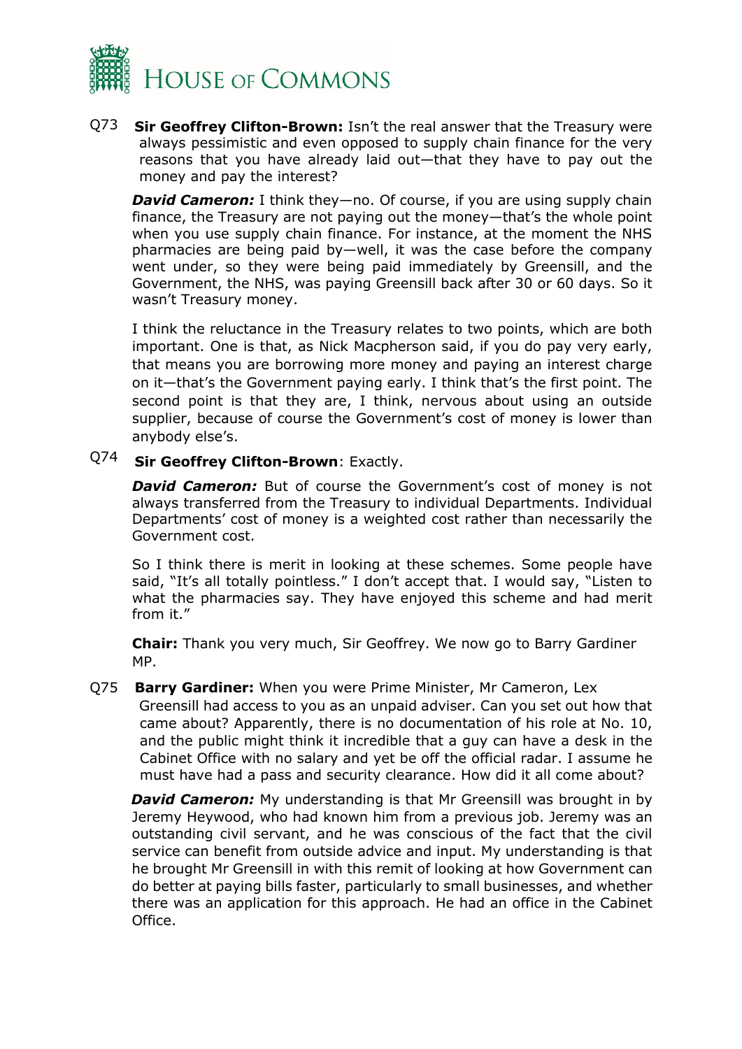Q73 **Sir Geoffrey Clifton-Brown:** Isn't the real answer that the Treasury were always pessimistic and even opposed to supply chain finance for the very reasons that you have already laid out—that they have to pay out the money and pay the interest?

***David Cameron:*** I think they—no. Of course, if you are using supply chain finance, the Treasury are not paying out the money—that's the whole point when you use supply chain finance. For instance, at the moment the NHS pharmacies are being paid by—well, it was the case before the company went under, so they were being paid immediately by Greensill, and the Government, the NHS, was paying Greensill back after 30 or 60 days. So it wasn't Treasury money.

I think the reluctance in the Treasury relates to two points, which are both important. One is that, as Nick Macpherson said, if you do pay very early, that means you are borrowing more money and paying an interest charge on it—that's the Government paying early. I think that's the first point. The second point is that they are, I think, nervous about using an outside supplier, because of course the Government's cost of money is lower than anybody else's.

Q74 **Sir Geoffrey Clifton-Brown**: Exactly.

***David Cameron:*** But of course the Government's cost of money is not always transferred from the Treasury to individual Departments. Individual Departments' cost of money is a weighted cost rather than necessarily the Government cost.

So I think there is merit in looking at these schemes. Some people have said, "It's all totally pointless." I don't accept that. I would say, "Listen to what the pharmacies say. They have enjoyed this scheme and had merit from it."

**Chair:** Thank you very much, Sir Geoffrey. We now go to Barry Gardiner MP.

Q75 **Barry Gardiner:** When you were Prime Minister, Mr Cameron, Lex Greensill had access to you as an unpaid adviser. Can you set out how that came about? Apparently, there is no documentation of his role at No. 10, and the public might think it incredible that a guy can have a desk in the Cabinet Office with no salary and yet be off the official radar. I assume he must have had a pass and security clearance. How did it all come about?

***David Cameron:*** My understanding is that Mr Greensill was brought in by Jeremy Heywood, who had known him from a previous job. Jeremy was an outstanding civil servant, and he was conscious of the fact that the civil service can benefit from outside advice and input. My understanding is that he brought Mr Greensill in with this remit of looking at how Government can do better at paying bills faster, particularly to small businesses, and whether there was an application for this approach. He had an office in the Cabinet Office.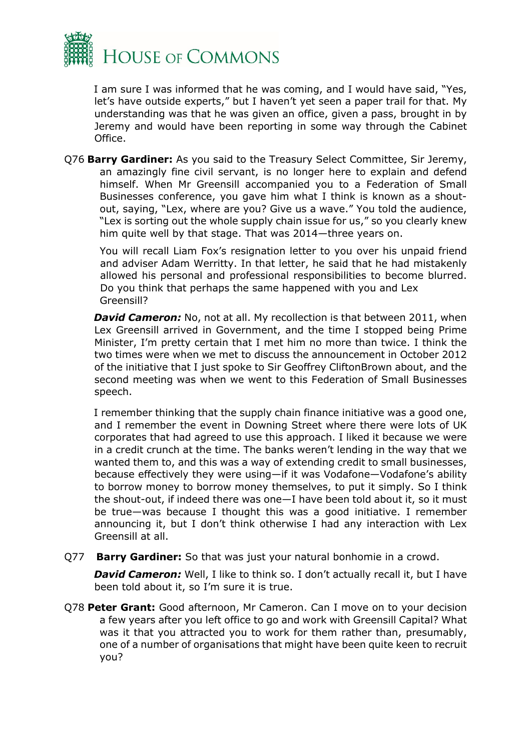I am sure I was informed that he was coming, and I would have said, "Yes, let's have outside experts," but I haven't yet seen a paper trail for that. My understanding was that he was given an office, given a pass, brought in by Jeremy and would have been reporting in some way through the Cabinet Office.

Q76 **Barry Gardiner:** As you said to the Treasury Select Committee, Sir Jeremy, an amazingly fine civil servant, is no longer here to explain and defend himself. When Mr Greensill accompanied you to a Federation of Small Businesses conference, you gave him what I think is known as a shout-out, saying, "Lex, where are you? Give us a wave." You told the audience, "Lex is sorting out the whole supply chain issue for us," so you clearly knew him quite well by that stage. That was 2014—three years on.

You will recall Liam Fox's resignation letter to you over his unpaid friend and adviser Adam Werritty. In that letter, he said that he had mistakenly allowed his personal and professional responsibilities to become blurred. Do you think that perhaps the same happened with you and Lex Greensill?

***David Cameron:*** No, not at all. My recollection is that between 2011, when Lex Greensill arrived in Government, and the time I stopped being Prime Minister, I'm pretty certain that I met him no more than twice. I think the two times were when we met to discuss the announcement in October 2012 of the initiative that I just spoke to Sir Geoffrey CliftonBrown about, and the second meeting was when we went to this Federation of Small Businesses speech.

I remember thinking that the supply chain finance initiative was a good one, and I remember the event in Downing Street where there were lots of UK corporates that had agreed to use this approach. I liked it because we were in a credit crunch at the time. The banks weren't lending in the way that we wanted them to, and this was a way of extending credit to small businesses, because effectively they were using—if it was Vodafone—Vodafone's ability to borrow money to borrow money themselves, to put it simply. So I think the shout-out, if indeed there was one—I have been told about it, so it must be true—was because I thought this was a good initiative. I remember announcing it, but I don't think otherwise I had any interaction with Lex Greensill at all.

Q77 **Barry Gardiner:** So that was just your natural bonhomie in a crowd.

***David Cameron:*** Well, I like to think so. I don't actually recall it, but I have been told about it, so I'm sure it is true.

Q78 **Peter Grant:** Good afternoon, Mr Cameron. Can I move on to your decision a few years after you left office to go and work with Greensill Capital? What was it that you attracted you to work for them rather than, presumably, one of a number of organisations that might have been quite keen to recruit you?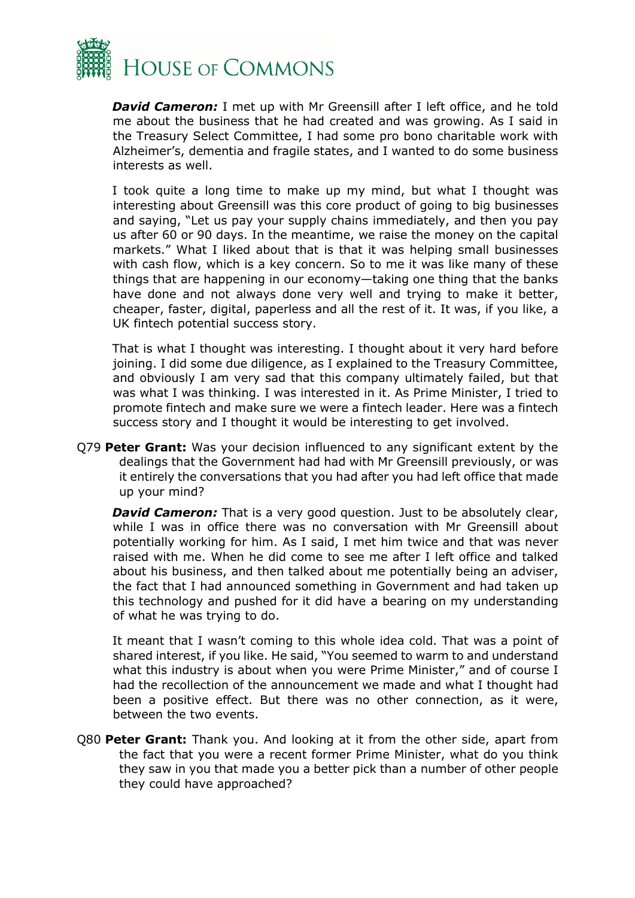***David Cameron:*** I met up with Mr Greensill after I left office, and he told me about the business that he had created and was growing. As I said in the Treasury Select Committee, I had some pro bono charitable work with Alzheimer's, dementia and fragile states, and I wanted to do some business interests as well.

I took quite a long time to make up my mind, but what I thought was interesting about Greensill was this core product of going to big businesses and saying, "Let us pay your supply chains immediately, and then you pay us after 60 or 90 days. In the meantime, we raise the money on the capital markets." What I liked about that is that it was helping small businesses with cash flow, which is a key concern. So to me it was like many of these things that are happening in our economy—taking one thing that the banks have done and not always done very well and trying to make it better, cheaper, faster, digital, paperless and all the rest of it. It was, if you like, a UK fintech potential success story.

That is what I thought was interesting. I thought about it very hard before joining. I did some due diligence, as I explained to the Treasury Committee, and obviously I am very sad that this company ultimately failed, but that was what I was thinking. I was interested in it. As Prime Minister, I tried to promote fintech and make sure we were a fintech leader. Here was a fintech success story and I thought it would be interesting to get involved.

Q79 **Peter Grant:** Was your decision influenced to any significant extent by the dealings that the Government had had with Mr Greensill previously, or was it entirely the conversations that you had after you had left office that made up your mind?

***David Cameron:*** That is a very good question. Just to be absolutely clear, while I was in office there was no conversation with Mr Greensill about potentially working for him. As I said, I met him twice and that was never raised with me. When he did come to see me after I left office and talked about his business, and then talked about me potentially being an adviser, the fact that I had announced something in Government and had taken up this technology and pushed for it did have a bearing on my understanding of what he was trying to do.

It meant that I wasn't coming to this whole idea cold. That was a point of shared interest, if you like. He said, "You seemed to warm to and understand what this industry is about when you were Prime Minister," and of course I had the recollection of the announcement we made and what I thought had been a positive effect. But there was no other connection, as it were, between the two events.

Q80 **Peter Grant:** Thank you. And looking at it from the other side, apart from the fact that you were a recent former Prime Minister, what do you think they saw in you that made you a better pick than a number of other people they could have approached?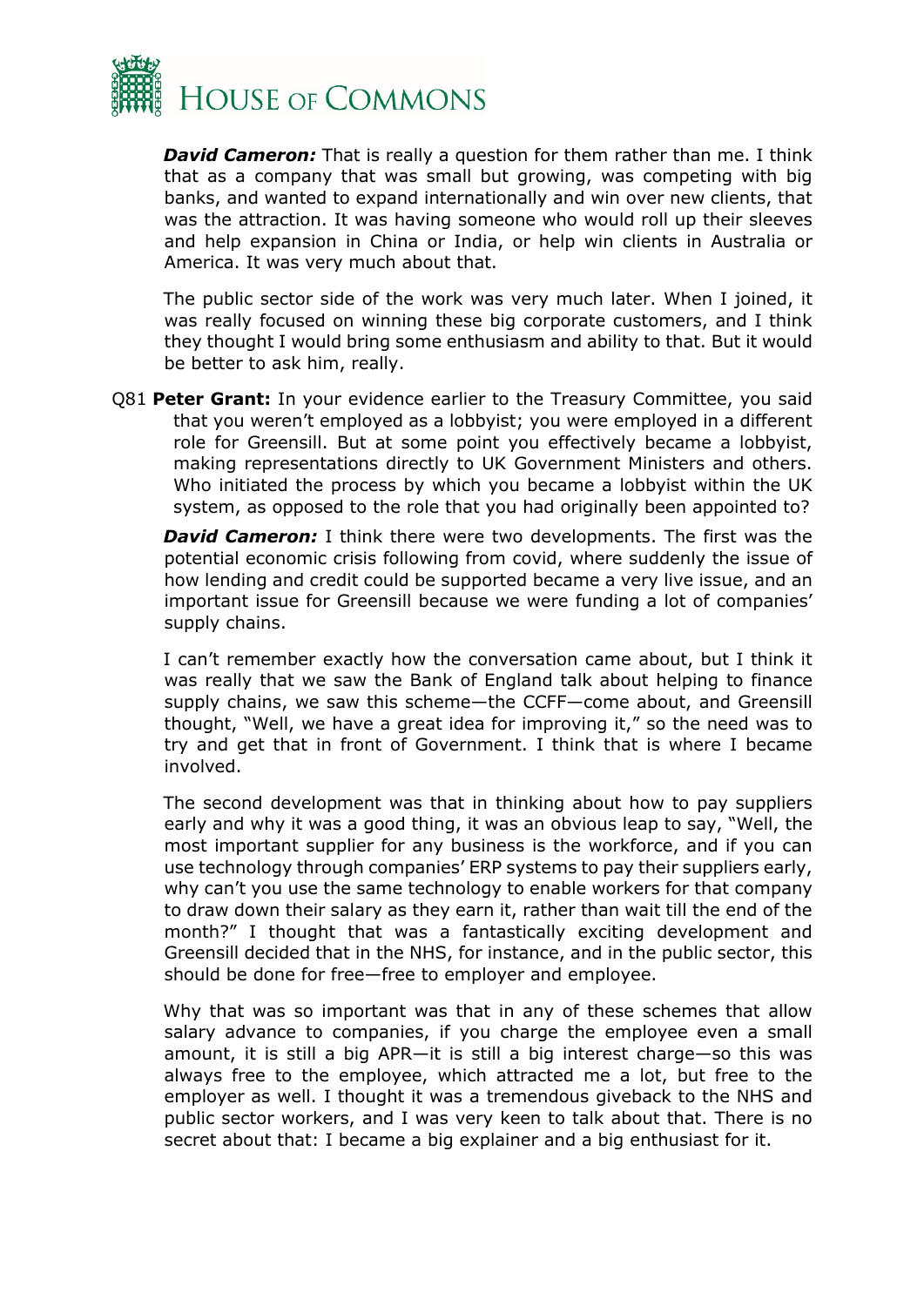***David Cameron:*** That is really a question for them rather than me. I think that as a company that was small but growing, was competing with big banks, and wanted to expand internationally and win over new clients, that was the attraction. It was having someone who would roll up their sleeves and help expansion in China or India, or help win clients in Australia or America. It was very much about that.

The public sector side of the work was very much later. When I joined, it was really focused on winning these big corporate customers, and I think they thought I would bring some enthusiasm and ability to that. But it would be better to ask him, really.

Q81 **Peter Grant:** In your evidence earlier to the Treasury Committee, you said that you weren't employed as a lobbyist; you were employed in a different role for Greensill. But at some point you effectively became a lobbyist, making representations directly to UK Government Ministers and others. Who initiated the process by which you became a lobbyist within the UK system, as opposed to the role that you had originally been appointed to?

***David Cameron:*** I think there were two developments. The first was the potential economic crisis following from covid, where suddenly the issue of how lending and credit could be supported became a very live issue, and an important issue for Greensill because we were funding a lot of companies' supply chains.

I can't remember exactly how the conversation came about, but I think it was really that we saw the Bank of England talk about helping to finance supply chains, we saw this scheme—the CCFF—come about, and Greensill thought, "Well, we have a great idea for improving it," so the need was to try and get that in front of Government. I think that is where I became involved.

The second development was that in thinking about how to pay suppliers early and why it was a good thing, it was an obvious leap to say, "Well, the most important supplier for any business is the workforce, and if you can use technology through companies' ERP systems to pay their suppliers early, why can't you use the same technology to enable workers for that company to draw down their salary as they earn it, rather than wait till the end of the month?" I thought that was a fantastically exciting development and Greensill decided that in the NHS, for instance, and in the public sector, this should be done for free—free to employer and employee.

Why that was so important was that in any of these schemes that allow salary advance to companies, if you charge the employee even a small amount, it is still a big APR—it is still a big interest charge—so this was always free to the employee, which attracted me a lot, but free to the employer as well. I thought it was a tremendous giveback to the NHS and public sector workers, and I was very keen to talk about that. There is no secret about that: I became a big explainer and a big enthusiast for it.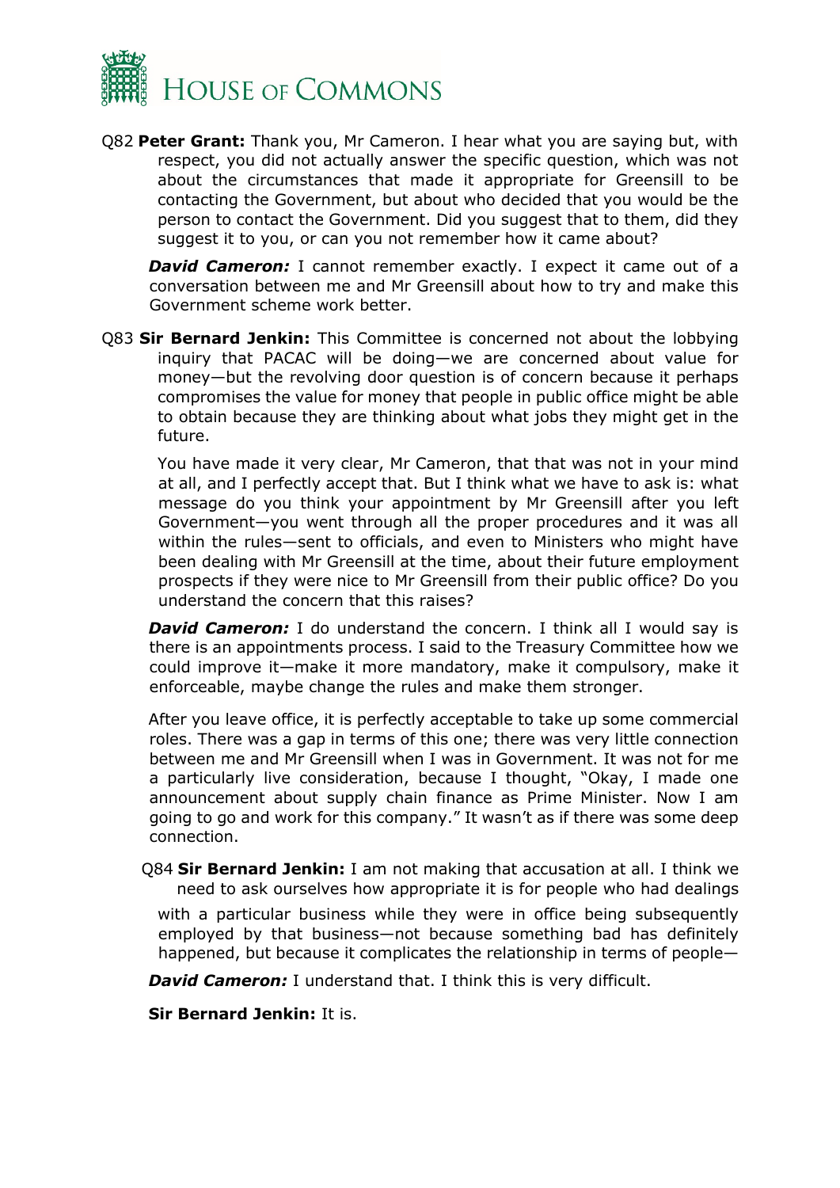Q82 **Peter Grant:** Thank you, Mr Cameron. I hear what you are saying but, with respect, you did not actually answer the specific question, which was not about the circumstances that made it appropriate for Greensill to be contacting the Government, but about who decided that you would be the person to contact the Government. Did you suggest that to them, did they suggest it to you, or can you not remember how it came about?

***David Cameron:*** I cannot remember exactly. I expect it came out of a conversation between me and Mr Greensill about how to try and make this Government scheme work better.

Q83 **Sir Bernard Jenkin:** This Committee is concerned not about the lobbying inquiry that PACAC will be doing—we are concerned about value for money—but the revolving door question is of concern because it perhaps compromises the value for money that people in public office might be able to obtain because they are thinking about what jobs they might get in the future.

You have made it very clear, Mr Cameron, that that was not in your mind at all, and I perfectly accept that. But I think what we have to ask is: what message do you think your appointment by Mr Greensill after you left Government—you went through all the proper procedures and it was all within the rules—sent to officials, and even to Ministers who might have been dealing with Mr Greensill at the time, about their future employment prospects if they were nice to Mr Greensill from their public office? Do you understand the concern that this raises?

***David Cameron:*** I do understand the concern. I think all I would say is there is an appointments process. I said to the Treasury Committee how we could improve it—make it more mandatory, make it compulsory, make it enforceable, maybe change the rules and make them stronger.

After you leave office, it is perfectly acceptable to take up some commercial roles. There was a gap in terms of this one; there was very little connection between me and Mr Greensill when I was in Government. It was not for me a particularly live consideration, because I thought, "Okay, I made one announcement about supply chain finance as Prime Minister. Now I am going to go and work for this company." It wasn't as if there was some deep connection.

Q84 **Sir Bernard Jenkin:** I am not making that accusation at all. I think we need to ask ourselves how appropriate it is for people who had dealings with a particular business while they were in office being subsequently employed by that business—not because something bad has definitely happened, but because it complicates the relationship in terms of people—

***David Cameron:*** I understand that. I think this is very difficult.

**Sir Bernard Jenkin:** It is.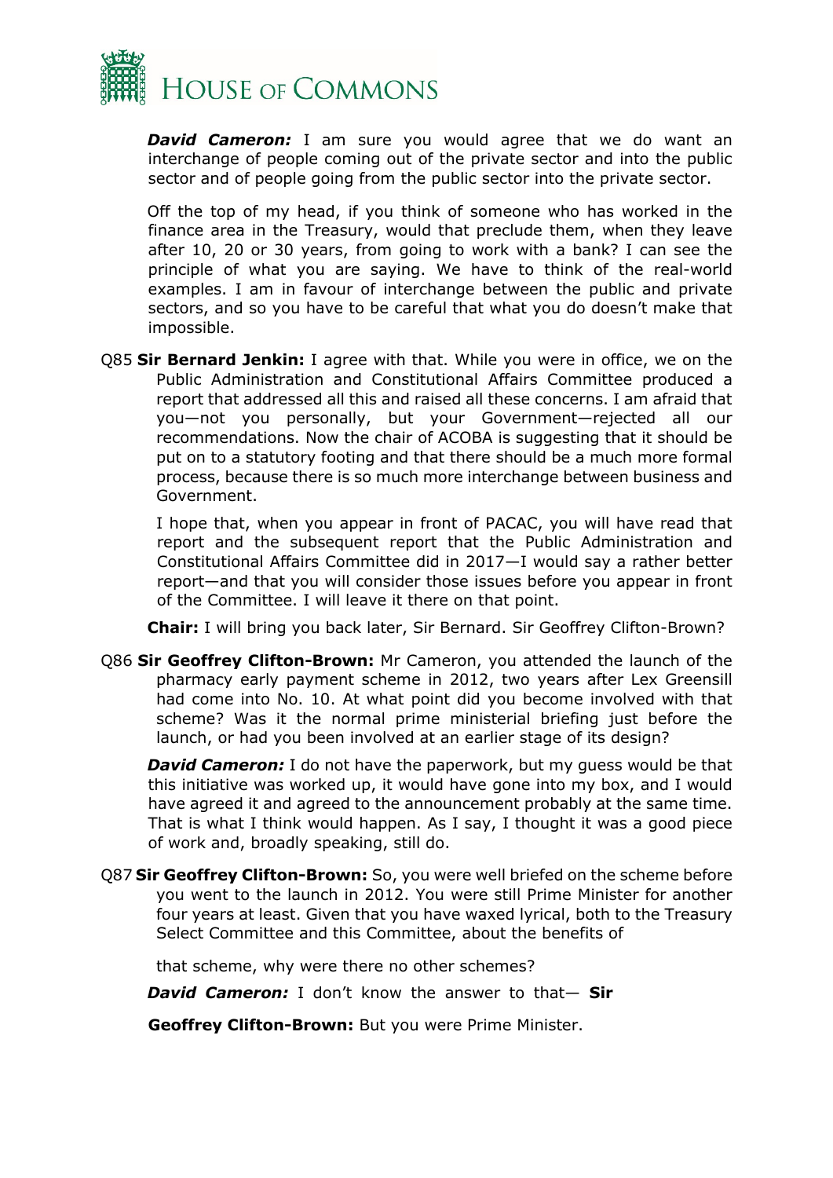***David Cameron:*** I am sure you would agree that we do want an interchange of people coming out of the private sector and into the public sector and of people going from the public sector into the private sector.

Off the top of my head, if you think of someone who has worked in the finance area in the Treasury, would that preclude them, when they leave after 10, 20 or 30 years, from going to work with a bank? I can see the principle of what you are saying. We have to think of the real-world examples. I am in favour of interchange between the public and private sectors, and so you have to be careful that what you do doesn't make that impossible.

Q85 **Sir Bernard Jenkin:** I agree with that. While you were in office, we on the Public Administration and Constitutional Affairs Committee produced a report that addressed all this and raised all these concerns. I am afraid that you—not you personally, but your Government—rejected all our recommendations. Now the chair of ACOBA is suggesting that it should be put on to a statutory footing and that there should be a much more formal process, because there is so much more interchange between business and Government.

I hope that, when you appear in front of PACAC, you will have read that report and the subsequent report that the Public Administration and Constitutional Affairs Committee did in 2017—I would say a rather better report—and that you will consider those issues before you appear in front of the Committee. I will leave it there on that point.

**Chair:** I will bring you back later, Sir Bernard. Sir Geoffrey Clifton-Brown?

Q86 **Sir Geoffrey Clifton-Brown:** Mr Cameron, you attended the launch of the pharmacy early payment scheme in 2012, two years after Lex Greensill had come into No. 10. At what point did you become involved with that scheme? Was it the normal prime ministerial briefing just before the launch, or had you been involved at an earlier stage of its design?

***David Cameron:*** I do not have the paperwork, but my guess would be that this initiative was worked up, it would have gone into my box, and I would have agreed it and agreed to the announcement probably at the same time. That is what I think would happen. As I say, I thought it was a good piece of work and, broadly speaking, still do.

Q87 **Sir Geoffrey Clifton-Brown:** So, you were well briefed on the scheme before you went to the launch in 2012. You were still Prime Minister for another four years at least. Given that you have waxed lyrical, both to the Treasury Select Committee and this Committee, about the benefits of that scheme, why were there no other schemes?

***David Cameron:*** I don't know the answer to that—

**Sir Geoffrey Clifton-Brown:** But you were Prime Minister.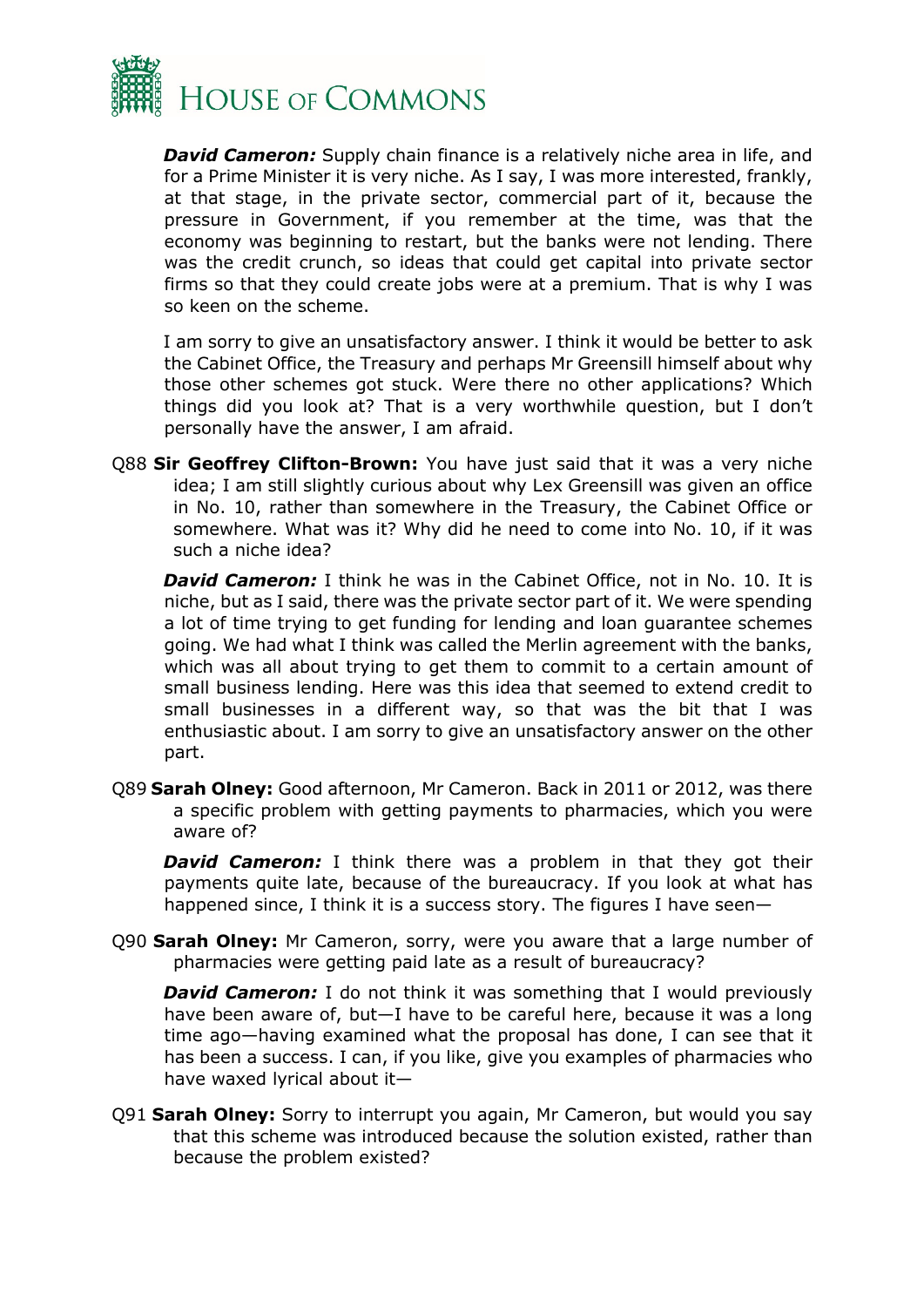***David Cameron:*** Supply chain finance is a relatively niche area in life, and for a Prime Minister it is very niche. As I say, I was more interested, frankly, at that stage, in the private sector, commercial part of it, because the pressure in Government, if you remember at the time, was that the economy was beginning to restart, but the banks were not lending. There was the credit crunch, so ideas that could get capital into private sector firms so that they could create jobs were at a premium. That is why I was so keen on the scheme.

I am sorry to give an unsatisfactory answer. I think it would be better to ask the Cabinet Office, the Treasury and perhaps Mr Greensill himself about why those other schemes got stuck. Were there no other applications? Which things did you look at? That is a very worthwhile question, but I don't personally have the answer, I am afraid.

Q88 **Sir Geoffrey Clifton-Brown:** You have just said that it was a very niche idea; I am still slightly curious about why Lex Greensill was given an office in No. 10, rather than somewhere in the Treasury, the Cabinet Office or somewhere. What was it? Why did he need to come into No. 10, if it was such a niche idea?

***David Cameron:*** I think he was in the Cabinet Office, not in No. 10. It is niche, but as I said, there was the private sector part of it. We were spending a lot of time trying to get funding for lending and loan guarantee schemes going. We had what I think was called the Merlin agreement with the banks, which was all about trying to get them to commit to a certain amount of small business lending. Here was this idea that seemed to extend credit to small businesses in a different way, so that was the bit that I was enthusiastic about. I am sorry to give an unsatisfactory answer on the other part.

Q89 **Sarah Olney:** Good afternoon, Mr Cameron. Back in 2011 or 2012, was there a specific problem with getting payments to pharmacies, which you were aware of?

***David Cameron:*** I think there was a problem in that they got their payments quite late, because of the bureaucracy. If you look at what has happened since, I think it is a success story. The figures I have seen—

Q90 **Sarah Olney:** Mr Cameron, sorry, were you aware that a large number of pharmacies were getting paid late as a result of bureaucracy?

***David Cameron:*** I do not think it was something that I would previously have been aware of, but—I have to be careful here, because it was a long time ago—having examined what the proposal has done, I can see that it has been a success. I can, if you like, give you examples of pharmacies who have waxed lyrical about it—

Q91 **Sarah Olney:** Sorry to interrupt you again, Mr Cameron, but would you say that this scheme was introduced because the solution existed, rather than because the problem existed?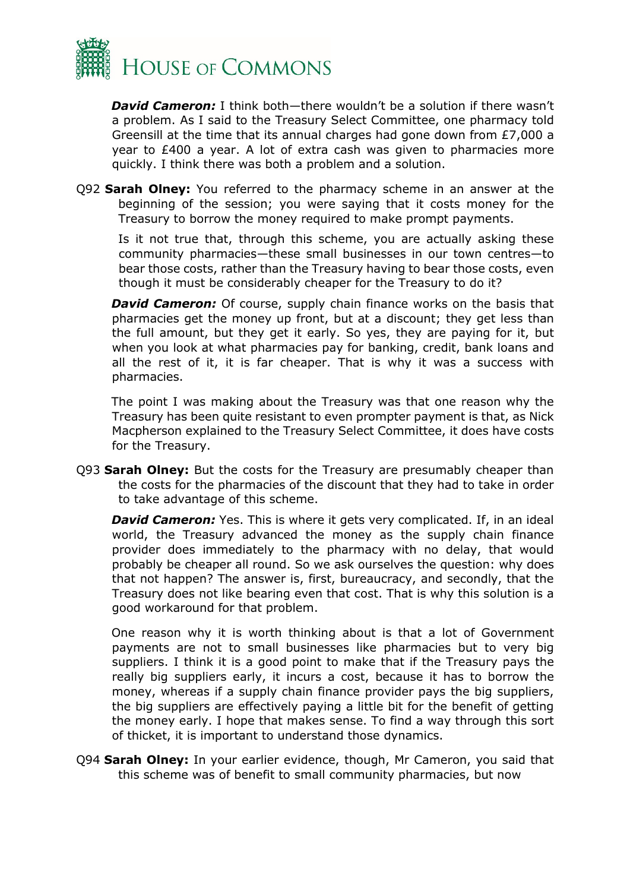***David Cameron:*** I think both—there wouldn't be a solution if there wasn't a problem. As I said to the Treasury Select Committee, one pharmacy told Greensill at the time that its annual charges had gone down from £7,000 a year to £400 a year. A lot of extra cash was given to pharmacies more quickly. I think there was both a problem and a solution.

Q92 **Sarah Olney:** You referred to the pharmacy scheme in an answer at the beginning of the session; you were saying that it costs money for the Treasury to borrow the money required to make prompt payments.

Is it not true that, through this scheme, you are actually asking these community pharmacies—these small businesses in our town centres—to bear those costs, rather than the Treasury having to bear those costs, even though it must be considerably cheaper for the Treasury to do it?

***David Cameron:*** Of course, supply chain finance works on the basis that pharmacies get the money up front, but at a discount; they get less than the full amount, but they get it early. So yes, they are paying for it, but when you look at what pharmacies pay for banking, credit, bank loans and all the rest of it, it is far cheaper. That is why it was a success with pharmacies.

The point I was making about the Treasury was that one reason why the Treasury has been quite resistant to even prompter payment is that, as Nick Macpherson explained to the Treasury Select Committee, it does have costs for the Treasury.

Q93 **Sarah Olney:** But the costs for the Treasury are presumably cheaper than the costs for the pharmacies of the discount that they had to take in order to take advantage of this scheme.

***David Cameron:*** Yes. This is where it gets very complicated. If, in an ideal world, the Treasury advanced the money as the supply chain finance provider does immediately to the pharmacy with no delay, that would probably be cheaper all round. So we ask ourselves the question: why does that not happen? The answer is, first, bureaucracy, and secondly, that the Treasury does not like bearing even that cost. That is why this solution is a good workaround for that problem.

One reason why it is worth thinking about is that a lot of Government payments are not to small businesses like pharmacies but to very big suppliers. I think it is a good point to make that if the Treasury pays the really big suppliers early, it incurs a cost, because it has to borrow the money, whereas if a supply chain finance provider pays the big suppliers, the big suppliers are effectively paying a little bit for the benefit of getting the money early. I hope that makes sense. To find a way through this sort of thicket, it is important to understand those dynamics.

Q94 **Sarah Olney:** In your earlier evidence, though, Mr Cameron, you said that this scheme was of benefit to small community pharmacies, but now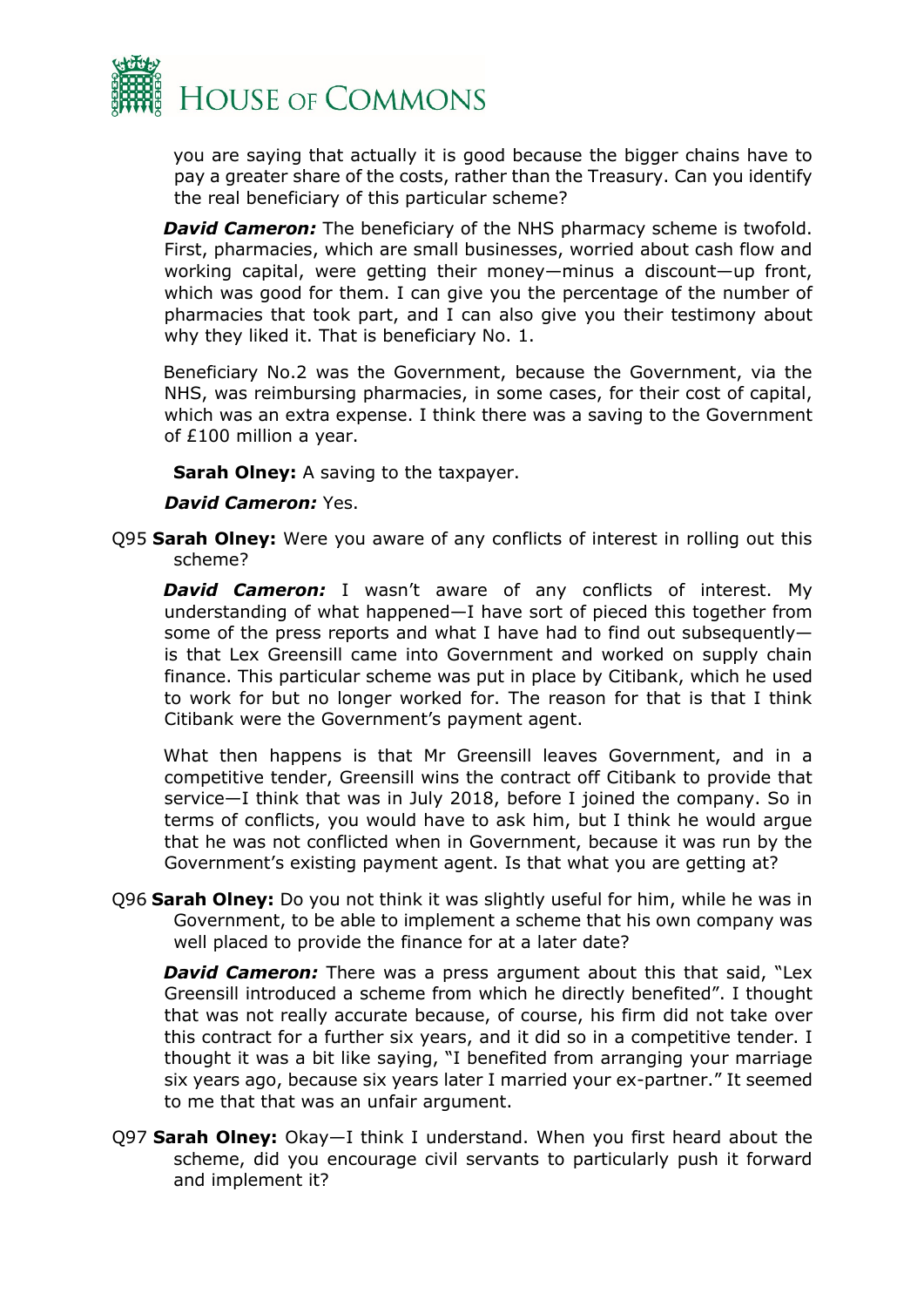you are saying that actually it is good because the bigger chains have to pay a greater share of the costs, rather than the Treasury. Can you identify the real beneficiary of this particular scheme?

***David Cameron:*** The beneficiary of the NHS pharmacy scheme is twofold. First, pharmacies, which are small businesses, worried about cash flow and working capital, were getting their money—minus a discount—up front, which was good for them. I can give you the percentage of the number of pharmacies that took part, and I can also give you their testimony about why they liked it. That is beneficiary No. 1.

Beneficiary No.2 was the Government, because the Government, via the NHS, was reimbursing pharmacies, in some cases, for their cost of capital, which was an extra expense. I think there was a saving to the Government of £100 million a year.

**Sarah Olney:** A saving to the taxpayer.

***David Cameron:*** Yes.

Q95 **Sarah Olney:** Were you aware of any conflicts of interest in rolling out this scheme?

***David Cameron:*** I wasn't aware of any conflicts of interest. My understanding of what happened—I have sort of pieced this together from some of the press reports and what I have had to find out subsequently—is that Lex Greensill came into Government and worked on supply chain finance. This particular scheme was put in place by Citibank, which he used to work for but no longer worked for. The reason for that is that I think Citibank were the Government's payment agent.

What then happens is that Mr Greensill leaves Government, and in a competitive tender, Greensill wins the contract off Citibank to provide that service—I think that was in July 2018, before I joined the company. So in terms of conflicts, you would have to ask him, but I think he would argue that he was not conflicted when in Government, because it was run by the Government's existing payment agent. Is that what you are getting at?

Q96 **Sarah Olney:** Do you not think it was slightly useful for him, while he was in Government, to be able to implement a scheme that his own company was well placed to provide the finance for at a later date?

***David Cameron:*** There was a press argument about this that said, "Lex Greensill introduced a scheme from which he directly benefited". I thought that was not really accurate because, of course, his firm did not take over this contract for a further six years, and it did so in a competitive tender. I thought it was a bit like saying, "I benefited from arranging your marriage six years ago, because six years later I married your ex-partner." It seemed to me that that was an unfair argument.

Q97 **Sarah Olney:** Okay—I think I understand. When you first heard about the scheme, did you encourage civil servants to particularly push it forward and implement it?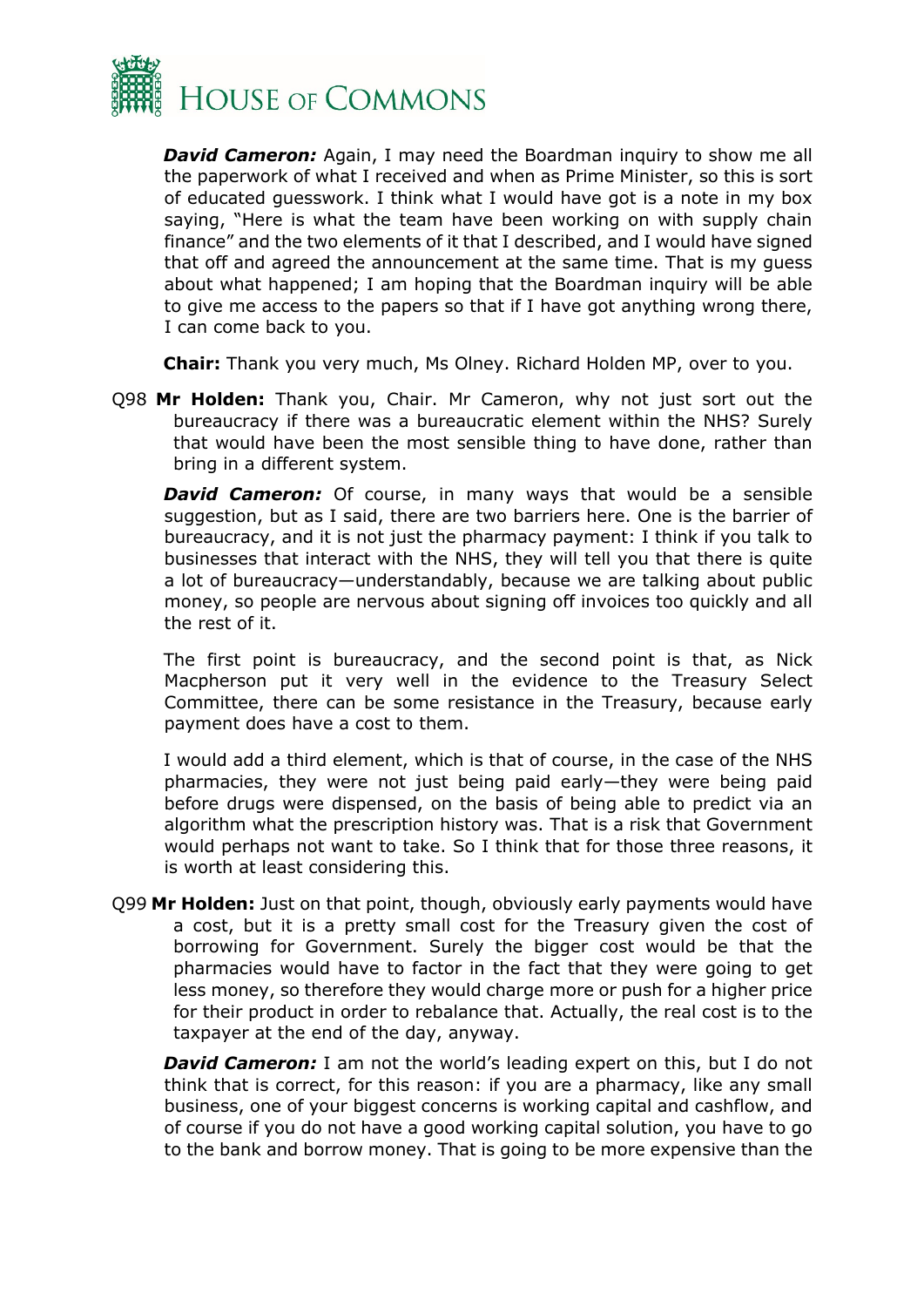***David Cameron:*** Again, I may need the Boardman inquiry to show me all the paperwork of what I received and when as Prime Minister, so this is sort of educated guesswork. I think what I would have got is a note in my box saying, "Here is what the team have been working on with supply chain finance" and the two elements of it that I described, and I would have signed that off and agreed the announcement at the same time. That is my guess about what happened; I am hoping that the Boardman inquiry will be able to give me access to the papers so that if I have got anything wrong there, I can come back to you.

**Chair:** Thank you very much, Ms Olney. Richard Holden MP, over to you.

Q98 **Mr Holden:** Thank you, Chair. Mr Cameron, why not just sort out the bureaucracy if there was a bureaucratic element within the NHS? Surely that would have been the most sensible thing to have done, rather than bring in a different system.

***David Cameron:*** Of course, in many ways that would be a sensible suggestion, but as I said, there are two barriers here. One is the barrier of bureaucracy, and it is not just the pharmacy payment: I think if you talk to businesses that interact with the NHS, they will tell you that there is quite a lot of bureaucracy—understandably, because we are talking about public money, so people are nervous about signing off invoices too quickly and all the rest of it.

The first point is bureaucracy, and the second point is that, as Nick Macpherson put it very well in the evidence to the Treasury Select Committee, there can be some resistance in the Treasury, because early payment does have a cost to them.

I would add a third element, which is that of course, in the case of the NHS pharmacies, they were not just being paid early—they were being paid before drugs were dispensed, on the basis of being able to predict via an algorithm what the prescription history was. That is a risk that Government would perhaps not want to take. So I think that for those three reasons, it is worth at least considering this.

Q99 **Mr Holden:** Just on that point, though, obviously early payments would have a cost, but it is a pretty small cost for the Treasury given the cost of borrowing for Government. Surely the bigger cost would be that the pharmacies would have to factor in the fact that they were going to get less money, so therefore they would charge more or push for a higher price for their product in order to rebalance that. Actually, the real cost is to the taxpayer at the end of the day, anyway.

***David Cameron:*** I am not the world's leading expert on this, but I do not think that is correct, for this reason: if you are a pharmacy, like any small business, one of your biggest concerns is working capital and cashflow, and of course if you do not have a good working capital solution, you have to go to the bank and borrow money. That is going to be more expensive than the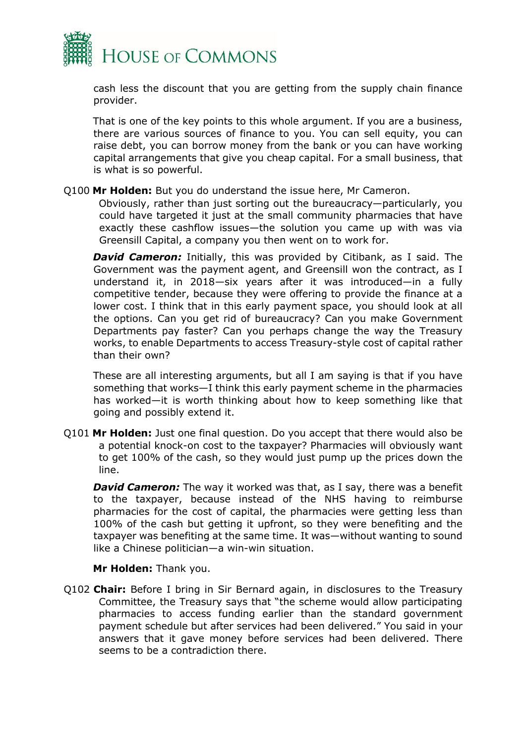cash less the discount that you are getting from the supply chain finance provider.

That is one of the key points to this whole argument. If you are a business, there are various sources of finance to you. You can sell equity, you can raise debt, you can borrow money from the bank or you can have working capital arrangements that give you cheap capital. For a small business, that is what is so powerful.

Q100 **Mr Holden:** But you do understand the issue here, Mr Cameron. Obviously, rather than just sorting out the bureaucracy—particularly, you could have targeted it just at the small community pharmacies that have exactly these cashflow issues—the solution you came up with was via Greensill Capital, a company you then went on to work for.

***David Cameron:*** Initially, this was provided by Citibank, as I said. The Government was the payment agent, and Greensill won the contract, as I understand it, in 2018—six years after it was introduced—in a fully competitive tender, because they were offering to provide the finance at a lower cost. I think that in this early payment space, you should look at all the options. Can you get rid of bureaucracy? Can you make Government Departments pay faster? Can you perhaps change the way the Treasury works, to enable Departments to access Treasury-style cost of capital rather than their own?

These are all interesting arguments, but all I am saying is that if you have something that works—I think this early payment scheme in the pharmacies has worked—it is worth thinking about how to keep something like that going and possibly extend it.

Q101 **Mr Holden:** Just one final question. Do you accept that there would also be a potential knock-on cost to the taxpayer? Pharmacies will obviously want to get 100% of the cash, so they would just pump up the prices down the line.

***David Cameron:*** The way it worked was that, as I say, there was a benefit to the taxpayer, because instead of the NHS having to reimburse pharmacies for the cost of capital, the pharmacies were getting less than 100% of the cash but getting it upfront, so they were benefiting and the taxpayer was benefiting at the same time. It was—without wanting to sound like a Chinese politician—a win-win situation.

**Mr Holden:** Thank you.

Q102 **Chair:** Before I bring in Sir Bernard again, in disclosures to the Treasury Committee, the Treasury says that "the scheme would allow participating pharmacies to access funding earlier than the standard government payment schedule but after services had been delivered." You said in your answers that it gave money before services had been delivered. There seems to be a contradiction there.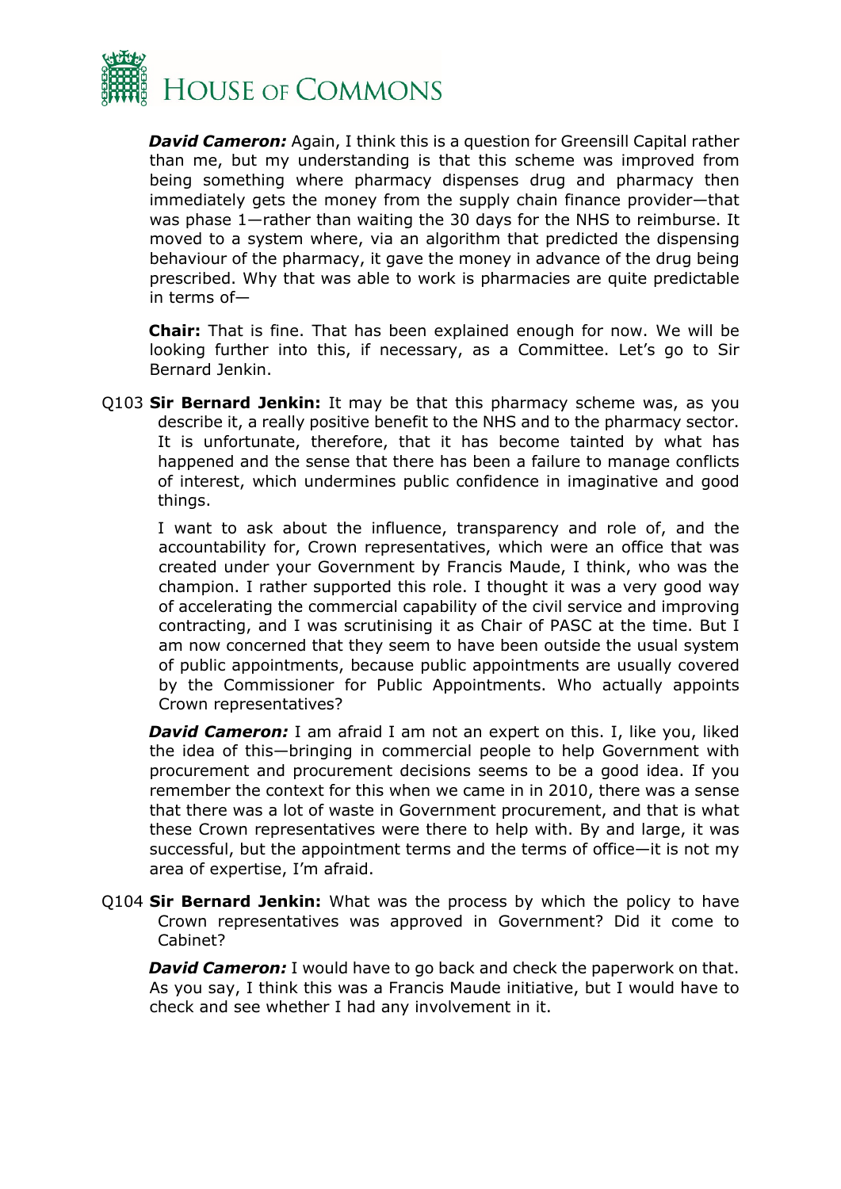***David Cameron:*** Again, I think this is a question for Greensill Capital rather than me, but my understanding is that this scheme was improved from being something where pharmacy dispenses drug and pharmacy then immediately gets the money from the supply chain finance provider—that was phase 1—rather than waiting the 30 days for the NHS to reimburse. It moved to a system where, via an algorithm that predicted the dispensing behaviour of the pharmacy, it gave the money in advance of the drug being prescribed. Why that was able to work is pharmacies are quite predictable in terms of—

**Chair:** That is fine. That has been explained enough for now. We will be looking further into this, if necessary, as a Committee. Let's go to Sir Bernard Jenkin.

Q103 **Sir Bernard Jenkin:** It may be that this pharmacy scheme was, as you describe it, a really positive benefit to the NHS and to the pharmacy sector. It is unfortunate, therefore, that it has become tainted by what has happened and the sense that there has been a failure to manage conflicts of interest, which undermines public confidence in imaginative and good things.

I want to ask about the influence, transparency and role of, and the accountability for, Crown representatives, which were an office that was created under your Government by Francis Maude, I think, who was the champion. I rather supported this role. I thought it was a very good way of accelerating the commercial capability of the civil service and improving contracting, and I was scrutinising it as Chair of PASC at the time. But I am now concerned that they seem to have been outside the usual system of public appointments, because public appointments are usually covered by the Commissioner for Public Appointments. Who actually appoints Crown representatives?

***David Cameron:*** I am afraid I am not an expert on this. I, like you, liked the idea of this—bringing in commercial people to help Government with procurement and procurement decisions seems to be a good idea. If you remember the context for this when we came in in 2010, there was a sense that there was a lot of waste in Government procurement, and that is what these Crown representatives were there to help with. By and large, it was successful, but the appointment terms and the terms of office—it is not my area of expertise, I'm afraid.

Q104 **Sir Bernard Jenkin:** What was the process by which the policy to have Crown representatives was approved in Government? Did it come to Cabinet?

***David Cameron:*** I would have to go back and check the paperwork on that. As you say, I think this was a Francis Maude initiative, but I would have to check and see whether I had any involvement in it.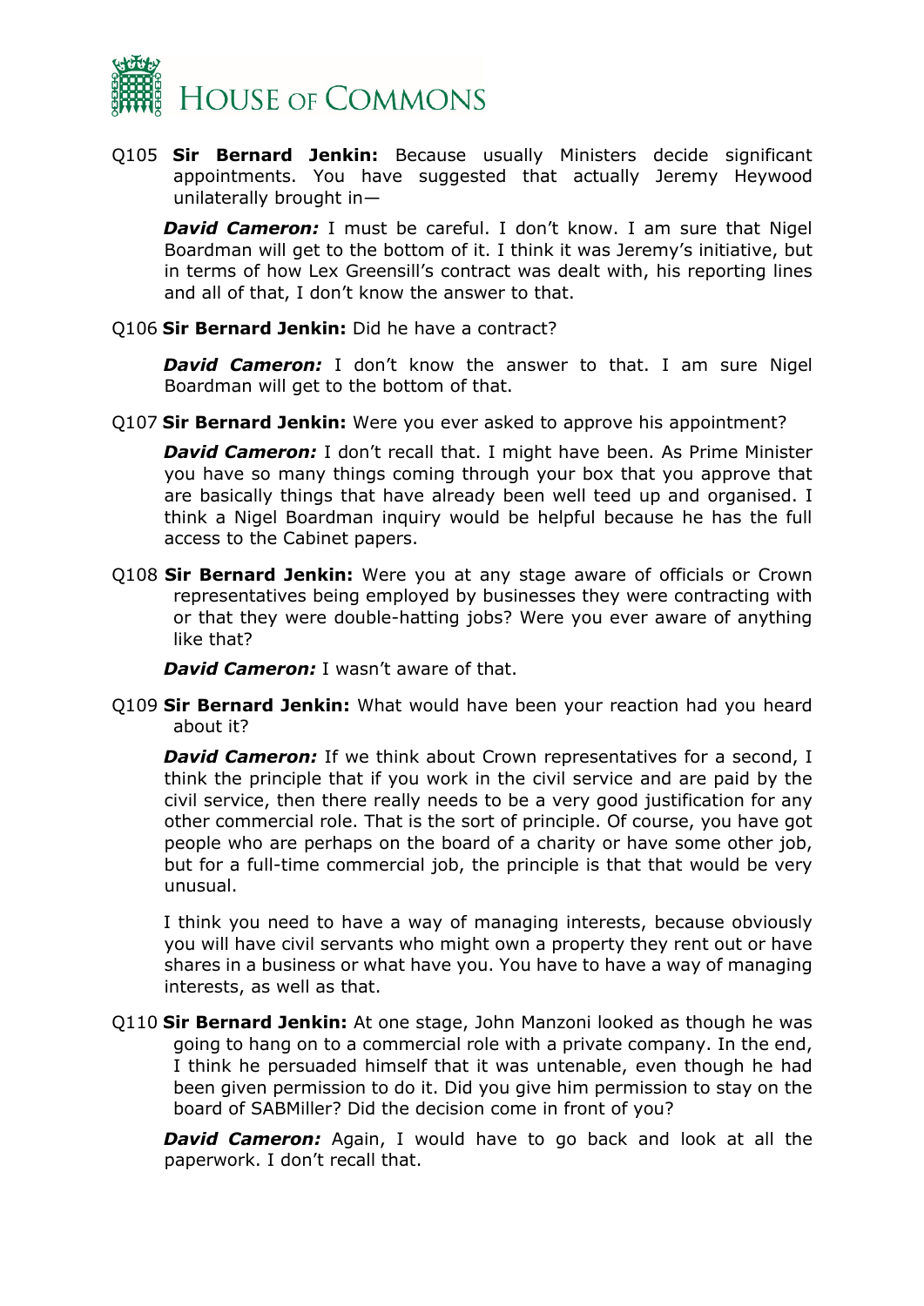Q105 **Sir Bernard Jenkin:** Because usually Ministers decide significant appointments. You have suggested that actually Jeremy Heywood unilaterally brought in—

***David Cameron:*** I must be careful. I don't know. I am sure that Nigel Boardman will get to the bottom of it. I think it was Jeremy's initiative, but in terms of how Lex Greensill's contract was dealt with, his reporting lines and all of that, I don't know the answer to that.

Q106 **Sir Bernard Jenkin:** Did he have a contract?

***David Cameron:*** I don't know the answer to that. I am sure Nigel Boardman will get to the bottom of that.

Q107 **Sir Bernard Jenkin:** Were you ever asked to approve his appointment?

***David Cameron:*** I don't recall that. I might have been. As Prime Minister you have so many things coming through your box that you approve that are basically things that have already been well teed up and organised. I think a Nigel Boardman inquiry would be helpful because he has the full access to the Cabinet papers.

Q108 **Sir Bernard Jenkin:** Were you at any stage aware of officials or Crown representatives being employed by businesses they were contracting with or that they were double-hatting jobs? Were you ever aware of anything like that?

***David Cameron:*** I wasn't aware of that.

Q109 **Sir Bernard Jenkin:** What would have been your reaction had you heard about it?

***David Cameron:*** If we think about Crown representatives for a second, I think the principle that if you work in the civil service and are paid by the civil service, then there really needs to be a very good justification for any other commercial role. That is the sort of principle. Of course, you have got people who are perhaps on the board of a charity or have some other job, but for a full-time commercial job, the principle is that that would be very unusual.

I think you need to have a way of managing interests, because obviously you will have civil servants who might own a property they rent out or have shares in a business or what have you. You have to have a way of managing interests, as well as that.

Q110 **Sir Bernard Jenkin:** At one stage, John Manzoni looked as though he was going to hang on to a commercial role with a private company. In the end, I think he persuaded himself that it was untenable, even though he had been given permission to do it. Did you give him permission to stay on the board of SABMiller? Did the decision come in front of you?

***David Cameron:*** Again, I would have to go back and look at all the paperwork. I don't recall that.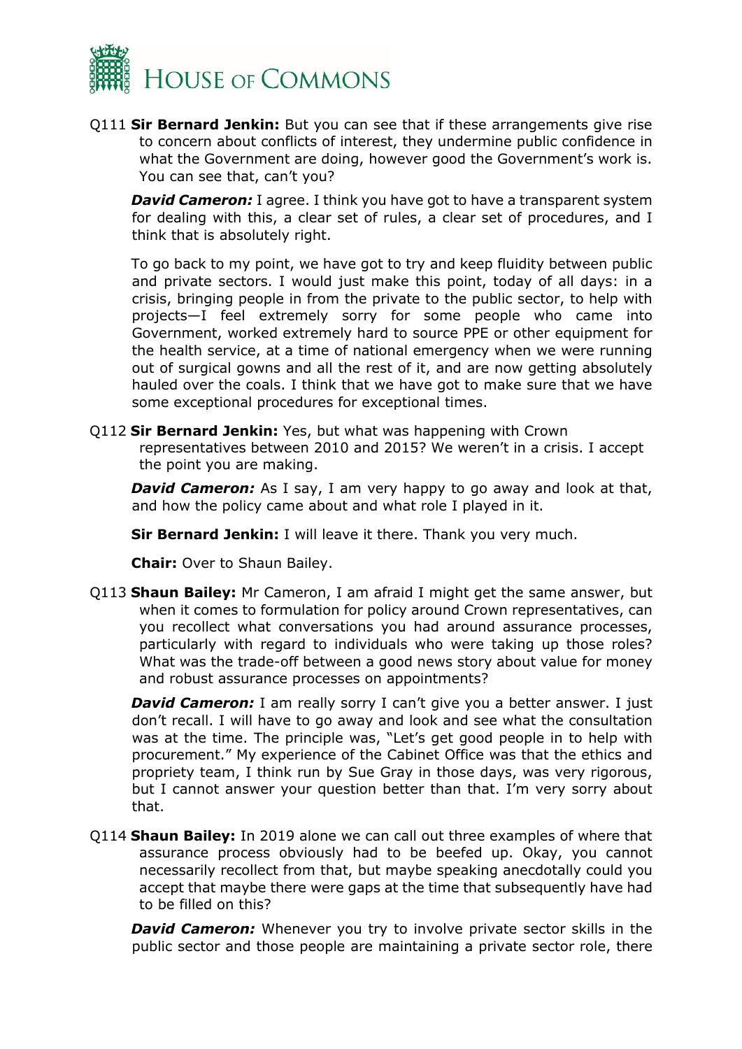Q111 **Sir Bernard Jenkin:** But you can see that if these arrangements give rise to concern about conflicts of interest, they undermine public confidence in what the Government are doing, however good the Government's work is. You can see that, can't you?

***David Cameron:*** I agree. I think you have got to have a transparent system for dealing with this, a clear set of rules, a clear set of procedures, and I think that is absolutely right.

To go back to my point, we have got to try and keep fluidity between public and private sectors. I would just make this point, today of all days: in a crisis, bringing people in from the private to the public sector, to help with projects—I feel extremely sorry for some people who came into Government, worked extremely hard to source PPE or other equipment for the health service, at a time of national emergency when we were running out of surgical gowns and all the rest of it, and are now getting absolutely hauled over the coals. I think that we have got to make sure that we have some exceptional procedures for exceptional times.

Q112 **Sir Bernard Jenkin:** Yes, but what was happening with Crown representatives between 2010 and 2015? We weren't in a crisis. I accept the point you are making.

***David Cameron:*** As I say, I am very happy to go away and look at that, and how the policy came about and what role I played in it.

**Sir Bernard Jenkin:** I will leave it there. Thank you very much.

**Chair:** Over to Shaun Bailey.

Q113 **Shaun Bailey:** Mr Cameron, I am afraid I might get the same answer, but when it comes to formulation for policy around Crown representatives, can you recollect what conversations you had around assurance processes, particularly with regard to individuals who were taking up those roles? What was the trade-off between a good news story about value for money and robust assurance processes on appointments?

***David Cameron:*** I am really sorry I can't give you a better answer. I just don't recall. I will have to go away and look and see what the consultation was at the time. The principle was, "Let's get good people in to help with procurement." My experience of the Cabinet Office was that the ethics and propriety team, I think run by Sue Gray in those days, was very rigorous, but I cannot answer your question better than that. I'm very sorry about that.

Q114 **Shaun Bailey:** In 2019 alone we can call out three examples of where that assurance process obviously had to be beefed up. Okay, you cannot necessarily recollect from that, but maybe speaking anecdotally could you accept that maybe there were gaps at the time that subsequently have had to be filled on this?

***David Cameron:*** Whenever you try to involve private sector skills in the public sector and those people are maintaining a private sector role, there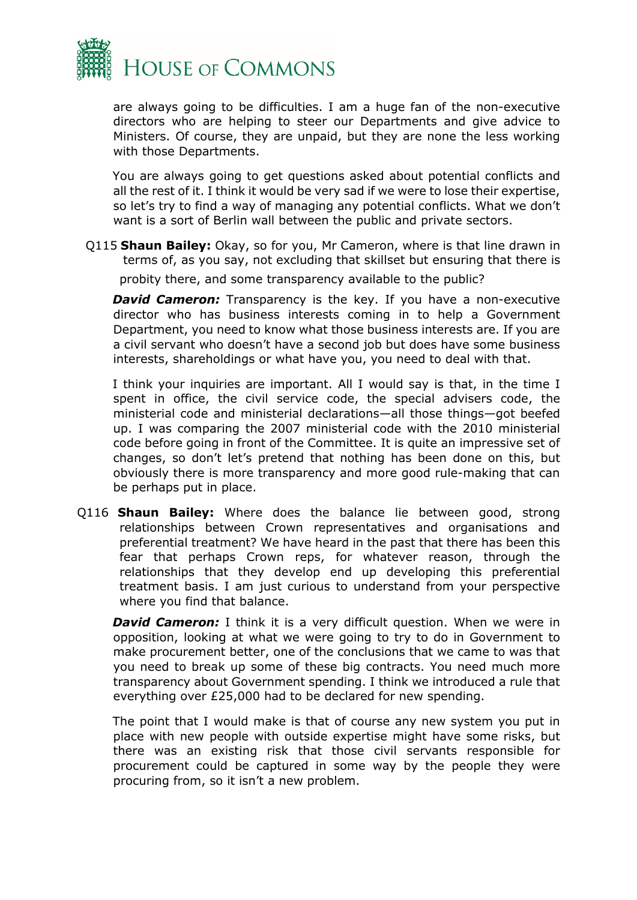are always going to be difficulties. I am a huge fan of the non-executive directors who are helping to steer our Departments and give advice to Ministers. Of course, they are unpaid, but they are none the less working with those Departments.

You are always going to get questions asked about potential conflicts and all the rest of it. I think it would be very sad if we were to lose their expertise, so let's try to find a way of managing any potential conflicts. What we don't want is a sort of Berlin wall between the public and private sectors.

Q115 **Shaun Bailey:** Okay, so for you, Mr Cameron, where is that line drawn in terms of, as you say, not excluding that skillset but ensuring that there is probity there, and some transparency available to the public?

***David Cameron:*** Transparency is the key. If you have a non-executive director who has business interests coming in to help a Government Department, you need to know what those business interests are. If you are a civil servant who doesn't have a second job but does have some business interests, shareholdings or what have you, you need to deal with that.

I think your inquiries are important. All I would say is that, in the time I spent in office, the civil service code, the special advisers code, the ministerial code and ministerial declarations—all those things—got beefed up. I was comparing the 2007 ministerial code with the 2010 ministerial code before going in front of the Committee. It is quite an impressive set of changes, so don't let's pretend that nothing has been done on this, but obviously there is more transparency and more good rule-making that can be perhaps put in place.

Q116 **Shaun Bailey:** Where does the balance lie between good, strong relationships between Crown representatives and organisations and preferential treatment? We have heard in the past that there has been this fear that perhaps Crown reps, for whatever reason, through the relationships that they develop end up developing this preferential treatment basis. I am just curious to understand from your perspective where you find that balance.

***David Cameron:*** I think it is a very difficult question. When we were in opposition, looking at what we were going to try to do in Government to make procurement better, one of the conclusions that we came to was that you need to break up some of these big contracts. You need much more transparency about Government spending. I think we introduced a rule that everything over £25,000 had to be declared for new spending.

The point that I would make is that of course any new system you put in place with new people with outside expertise might have some risks, but there was an existing risk that those civil servants responsible for procurement could be captured in some way by the people they were procuring from, so it isn't a new problem.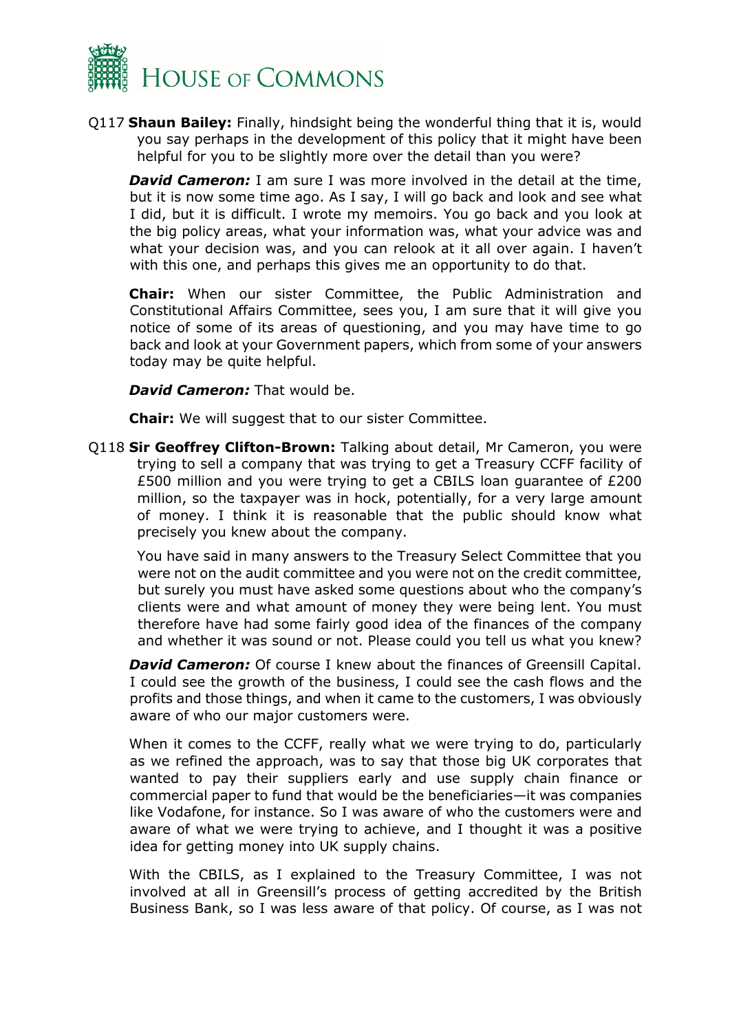Q117 **Shaun Bailey:** Finally, hindsight being the wonderful thing that it is, would you say perhaps in the development of this policy that it might have been helpful for you to be slightly more over the detail than you were?

***David Cameron:*** I am sure I was more involved in the detail at the time, but it is now some time ago. As I say, I will go back and look and see what I did, but it is difficult. I wrote my memoirs. You go back and you look at the big policy areas, what your information was, what your advice was and what your decision was, and you can relook at it all over again. I haven't with this one, and perhaps this gives me an opportunity to do that.

**Chair:** When our sister Committee, the Public Administration and Constitutional Affairs Committee, sees you, I am sure that it will give you notice of some of its areas of questioning, and you may have time to go back and look at your Government papers, which from some of your answers today may be quite helpful.

***David Cameron:*** That would be.

**Chair:** We will suggest that to our sister Committee.

Q118 **Sir Geoffrey Clifton-Brown:** Talking about detail, Mr Cameron, you were trying to sell a company that was trying to get a Treasury CCFF facility of £500 million and you were trying to get a CBILS loan guarantee of £200 million, so the taxpayer was in hock, potentially, for a very large amount of money. I think it is reasonable that the public should know what precisely you knew about the company.

You have said in many answers to the Treasury Select Committee that you were not on the audit committee and you were not on the credit committee, but surely you must have asked some questions about who the company's clients were and what amount of money they were being lent. You must therefore have had some fairly good idea of the finances of the company and whether it was sound or not. Please could you tell us what you knew?

***David Cameron:*** Of course I knew about the finances of Greensill Capital. I could see the growth of the business, I could see the cash flows and the profits and those things, and when it came to the customers, I was obviously aware of who our major customers were.

When it comes to the CCFF, really what we were trying to do, particularly as we refined the approach, was to say that those big UK corporates that wanted to pay their suppliers early and use supply chain finance or commercial paper to fund that would be the beneficiaries—it was companies like Vodafone, for instance. So I was aware of who the customers were and aware of what we were trying to achieve, and I thought it was a positive idea for getting money into UK supply chains.

With the CBILS, as I explained to the Treasury Committee, I was not involved at all in Greensill's process of getting accredited by the British Business Bank, so I was less aware of that policy. Of course, as I was not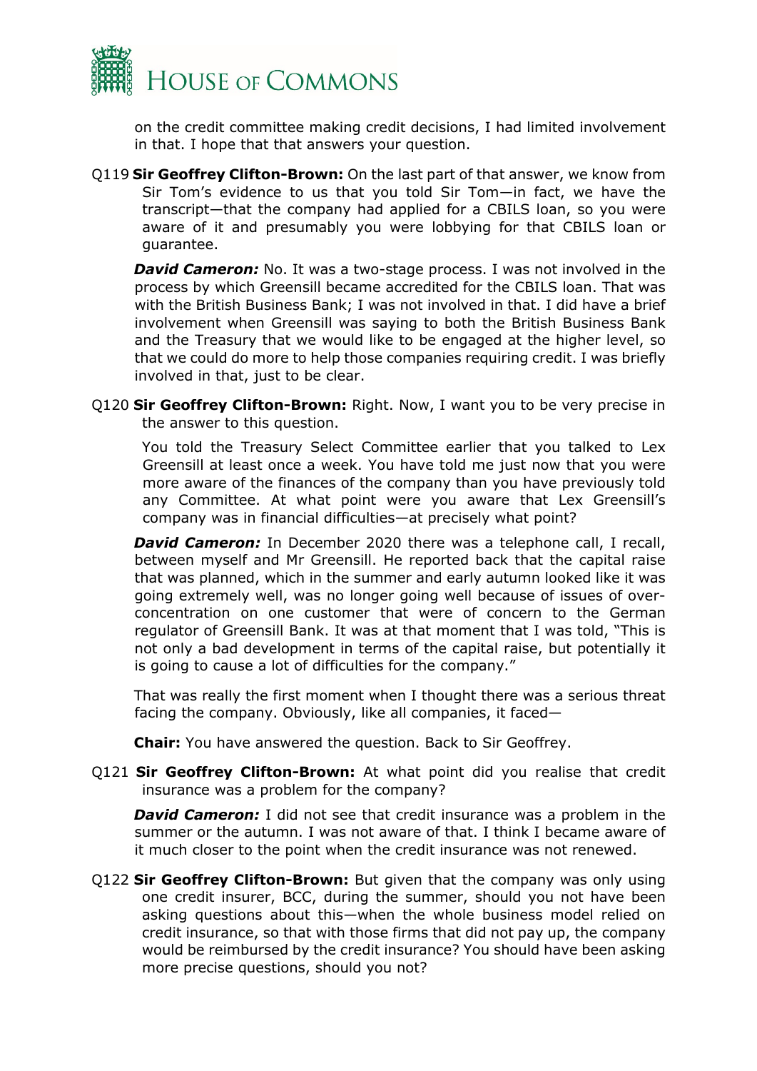on the credit committee making credit decisions, I had limited involvement in that. I hope that that answers your question.

Q119 **Sir Geoffrey Clifton-Brown:** On the last part of that answer, we know from Sir Tom's evidence to us that you told Sir Tom—in fact, we have the transcript—that the company had applied for a CBILS loan, so you were aware of it and presumably you were lobbying for that CBILS loan or guarantee.

***David Cameron:*** No. It was a two-stage process. I was not involved in the process by which Greensill became accredited for the CBILS loan. That was with the British Business Bank; I was not involved in that. I did have a brief involvement when Greensill was saying to both the British Business Bank and the Treasury that we would like to be engaged at the higher level, so that we could do more to help those companies requiring credit. I was briefly involved in that, just to be clear.

Q120 **Sir Geoffrey Clifton-Brown:** Right. Now, I want you to be very precise in the answer to this question.

You told the Treasury Select Committee earlier that you talked to Lex Greensill at least once a week. You have told me just now that you were more aware of the finances of the company than you have previously told any Committee. At what point were you aware that Lex Greensill's company was in financial difficulties—at precisely what point?

***David Cameron:*** In December 2020 there was a telephone call, I recall, between myself and Mr Greensill. He reported back that the capital raise that was planned, which in the summer and early autumn looked like it was going extremely well, was no longer going well because of issues of over-concentration on one customer that were of concern to the German regulator of Greensill Bank. It was at that moment that I was told, "This is not only a bad development in terms of the capital raise, but potentially it is going to cause a lot of difficulties for the company."

That was really the first moment when I thought there was a serious threat facing the company. Obviously, like all companies, it faced—

**Chair:** You have answered the question. Back to Sir Geoffrey.

Q121 **Sir Geoffrey Clifton-Brown:** At what point did you realise that credit insurance was a problem for the company?

***David Cameron:*** I did not see that credit insurance was a problem in the summer or the autumn. I was not aware of that. I think I became aware of it much closer to the point when the credit insurance was not renewed.

Q122 **Sir Geoffrey Clifton-Brown:** But given that the company was only using one credit insurer, BCC, during the summer, should you not have been asking questions about this—when the whole business model relied on credit insurance, so that with those firms that did not pay up, the company would be reimbursed by the credit insurance? You should have been asking more precise questions, should you not?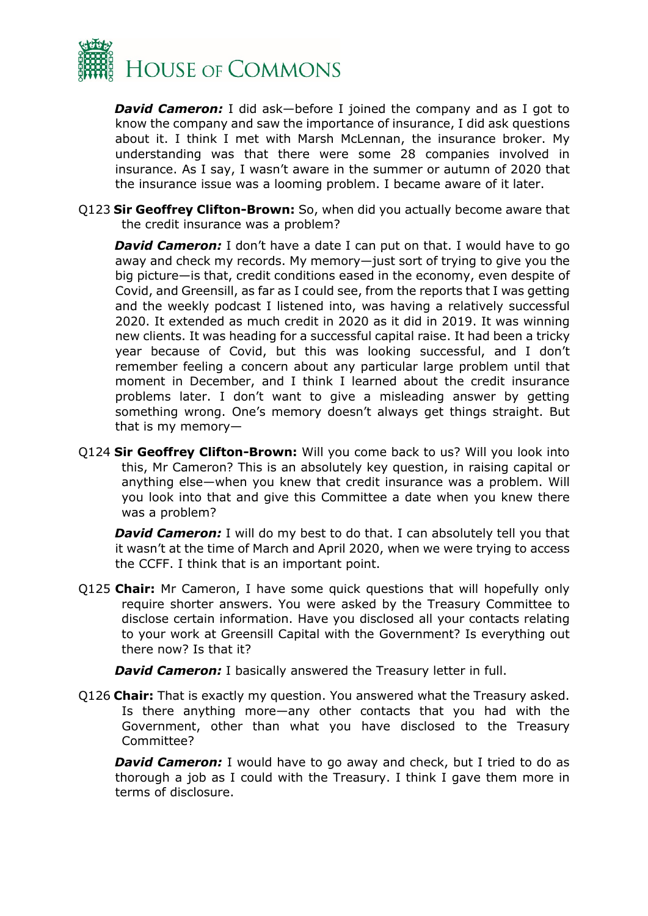***David Cameron:*** I did ask—before I joined the company and as I got to know the company and saw the importance of insurance, I did ask questions about it. I think I met with Marsh McLennan, the insurance broker. My understanding was that there were some 28 companies involved in insurance. As I say, I wasn't aware in the summer or autumn of 2020 that the insurance issue was a looming problem. I became aware of it later.

Q123 **Sir Geoffrey Clifton-Brown:** So, when did you actually become aware that the credit insurance was a problem?

***David Cameron:*** I don't have a date I can put on that. I would have to go away and check my records. My memory—just sort of trying to give you the big picture—is that, credit conditions eased in the economy, even despite of Covid, and Greensill, as far as I could see, from the reports that I was getting and the weekly podcast I listened into, was having a relatively successful 2020. It extended as much credit in 2020 as it did in 2019. It was winning new clients. It was heading for a successful capital raise. It had been a tricky year because of Covid, but this was looking successful, and I don't remember feeling a concern about any particular large problem until that moment in December, and I think I learned about the credit insurance problems later. I don't want to give a misleading answer by getting something wrong. One's memory doesn't always get things straight. But that is my memory—

Q124 **Sir Geoffrey Clifton-Brown:** Will you come back to us? Will you look into this, Mr Cameron? This is an absolutely key question, in raising capital or anything else—when you knew that credit insurance was a problem. Will you look into that and give this Committee a date when you knew there was a problem?

***David Cameron:*** I will do my best to do that. I can absolutely tell you that it wasn't at the time of March and April 2020, when we were trying to access the CCFF. I think that is an important point.

Q125 **Chair:** Mr Cameron, I have some quick questions that will hopefully only require shorter answers. You were asked by the Treasury Committee to disclose certain information. Have you disclosed all your contacts relating to your work at Greensill Capital with the Government? Is everything out there now? Is that it?

***David Cameron:*** I basically answered the Treasury letter in full.

Q126 **Chair:** That is exactly my question. You answered what the Treasury asked. Is there anything more—any other contacts that you had with the Government, other than what you have disclosed to the Treasury Committee?

***David Cameron:*** I would have to go away and check, but I tried to do as thorough a job as I could with the Treasury. I think I gave them more in terms of disclosure.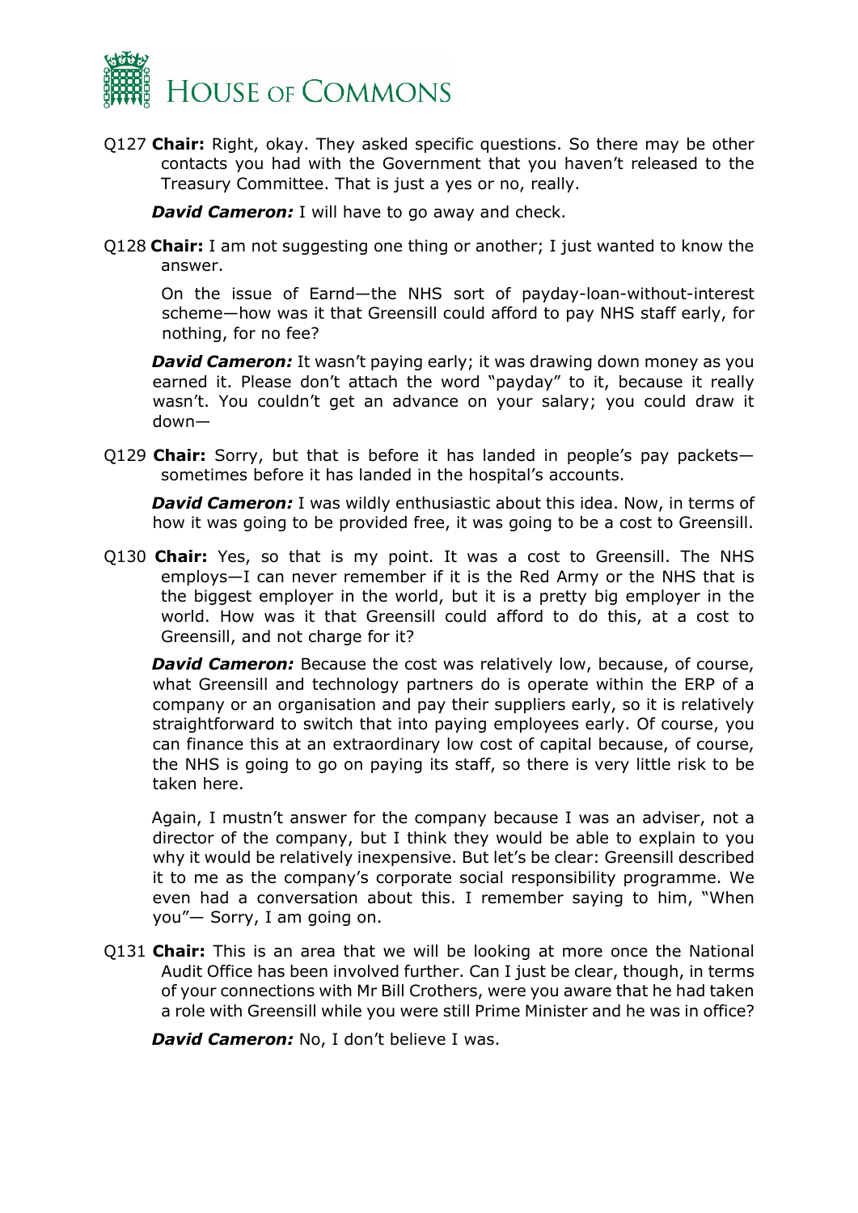Q127 **Chair:** Right, okay. They asked specific questions. So there may be other contacts you had with the Government that you haven't released to the Treasury Committee. That is just a yes or no, really.

***David Cameron:*** I will have to go away and check.

Q128 **Chair:** I am not suggesting one thing or another; I just wanted to know the answer.

On the issue of Earnd—the NHS sort of payday-loan-without-interest scheme—how was it that Greensill could afford to pay NHS staff early, for nothing, for no fee?

***David Cameron:*** It wasn't paying early; it was drawing down money as you earned it. Please don't attach the word "payday" to it, because it really wasn't. You couldn't get an advance on your salary; you could draw it down—

Q129 **Chair:** Sorry, but that is before it has landed in people's pay packets—sometimes before it has landed in the hospital's accounts.

***David Cameron:*** I was wildly enthusiastic about this idea. Now, in terms of how it was going to be provided free, it was going to be a cost to Greensill.

Q130 **Chair:** Yes, so that is my point. It was a cost to Greensill. The NHS employs—I can never remember if it is the Red Army or the NHS that is the biggest employer in the world, but it is a pretty big employer in the world. How was it that Greensill could afford to do this, at a cost to Greensill, and not charge for it?

***David Cameron:*** Because the cost was relatively low, because, of course, what Greensill and technology partners do is operate within the ERP of a company or an organisation and pay their suppliers early, so it is relatively straightforward to switch that into paying employees early. Of course, you can finance this at an extraordinary low cost of capital because, of course, the NHS is going to go on paying its staff, so there is very little risk to be taken here.

Again, I mustn't answer for the company because I was an adviser, not a director of the company, but I think they would be able to explain to you why it would be relatively inexpensive. But let's be clear: Greensill described it to me as the company's corporate social responsibility programme. We even had a conversation about this. I remember saying to him, "When you"— Sorry, I am going on.

Q131 **Chair:** This is an area that we will be looking at more once the National Audit Office has been involved further. Can I just be clear, though, in terms of your connections with Mr Bill Crothers, were you aware that he had taken a role with Greensill while you were still Prime Minister and he was in office?

***David Cameron:*** No, I don't believe I was.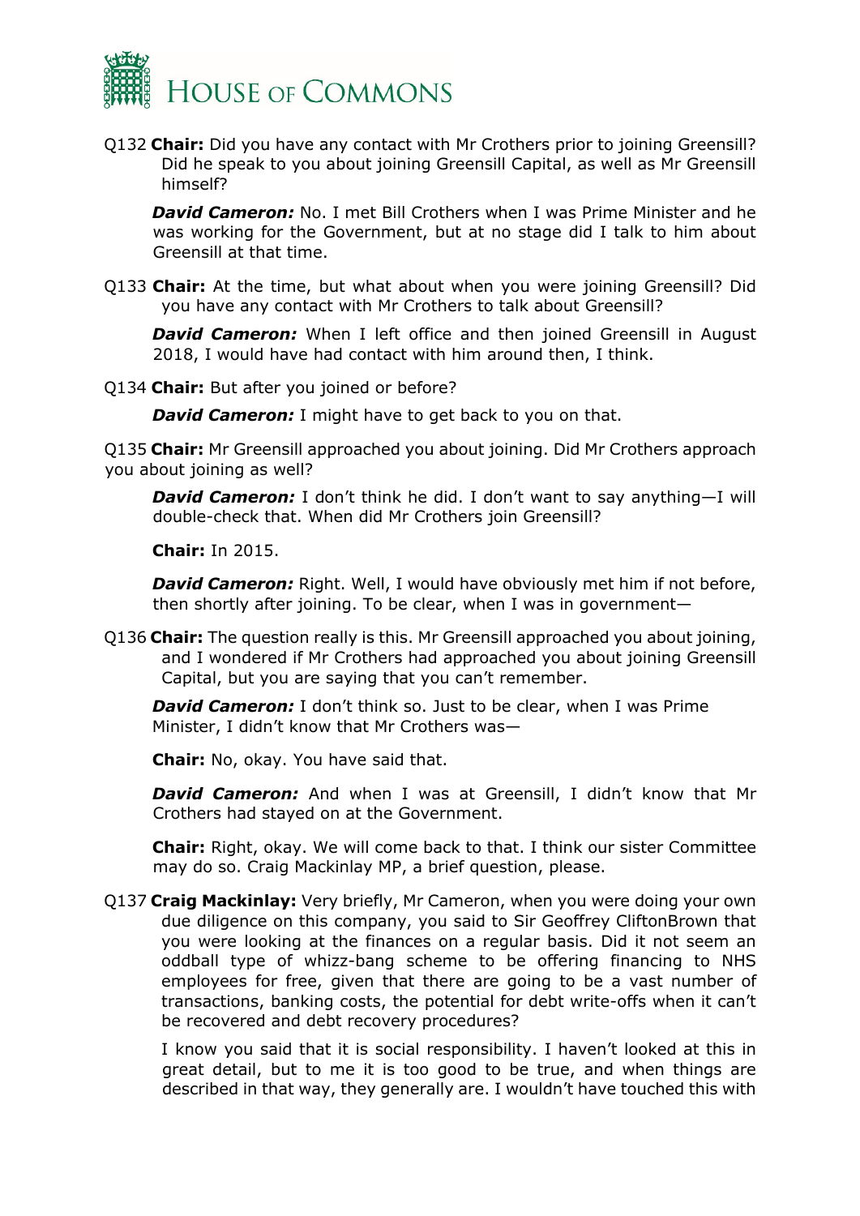Q132 **Chair:** Did you have any contact with Mr Crothers prior to joining Greensill? Did he speak to you about joining Greensill Capital, as well as Mr Greensill himself?

***David Cameron:*** No. I met Bill Crothers when I was Prime Minister and he was working for the Government, but at no stage did I talk to him about Greensill at that time.

Q133 **Chair:** At the time, but what about when you were joining Greensill? Did you have any contact with Mr Crothers to talk about Greensill?

***David Cameron:*** When I left office and then joined Greensill in August 2018, I would have had contact with him around then, I think.

Q134 **Chair:** But after you joined or before?

***David Cameron:*** I might have to get back to you on that.

Q135 **Chair:** Mr Greensill approached you about joining. Did Mr Crothers approach you about joining as well?

***David Cameron:*** I don't think he did. I don't want to say anything—I will double-check that. When did Mr Crothers join Greensill?

**Chair:** In 2015.

***David Cameron:*** Right. Well, I would have obviously met him if not before, then shortly after joining. To be clear, when I was in government—

Q136 **Chair:** The question really is this. Mr Greensill approached you about joining, and I wondered if Mr Crothers had approached you about joining Greensill Capital, but you are saying that you can't remember.

***David Cameron:*** I don't think so. Just to be clear, when I was Prime Minister, I didn't know that Mr Crothers was—

**Chair:** No, okay. You have said that.

***David Cameron:*** And when I was at Greensill, I didn't know that Mr Crothers had stayed on at the Government.

**Chair:** Right, okay. We will come back to that. I think our sister Committee may do so. Craig Mackinlay MP, a brief question, please.

Q137 **Craig Mackinlay:** Very briefly, Mr Cameron, when you were doing your own due diligence on this company, you said to Sir Geoffrey CliftonBrown that you were looking at the finances on a regular basis. Did it not seem an oddball type of whizz-bang scheme to be offering financing to NHS employees for free, given that there are going to be a vast number of transactions, banking costs, the potential for debt write-offs when it can't be recovered and debt recovery procedures?

I know you said that it is social responsibility. I haven't looked at this in great detail, but to me it is too good to be true, and when things are described in that way, they generally are. I wouldn't have touched this with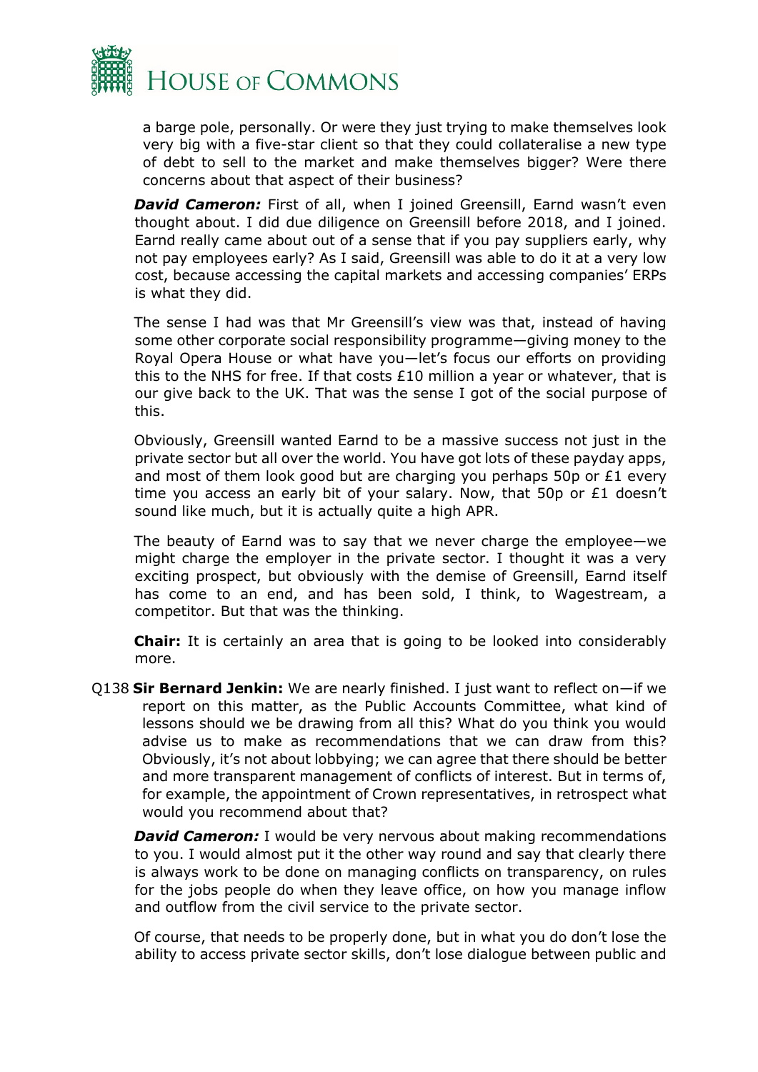a barge pole, personally. Or were they just trying to make themselves look very big with a five-star client so that they could collateralise a new type of debt to sell to the market and make themselves bigger? Were there concerns about that aspect of their business?

***David Cameron:*** First of all, when I joined Greensill, Earnd wasn't even thought about. I did due diligence on Greensill before 2018, and I joined. Earnd really came about out of a sense that if you pay suppliers early, why not pay employees early? As I said, Greensill was able to do it at a very low cost, because accessing the capital markets and accessing companies' ERPs is what they did.

The sense I had was that Mr Greensill's view was that, instead of having some other corporate social responsibility programme—giving money to the Royal Opera House or what have you—let's focus our efforts on providing this to the NHS for free. If that costs £10 million a year or whatever, that is our give back to the UK. That was the sense I got of the social purpose of this.

Obviously, Greensill wanted Earnd to be a massive success not just in the private sector but all over the world. You have got lots of these payday apps, and most of them look good but are charging you perhaps 50p or £1 every time you access an early bit of your salary. Now, that 50p or £1 doesn't sound like much, but it is actually quite a high APR.

The beauty of Earnd was to say that we never charge the employee—we might charge the employer in the private sector. I thought it was a very exciting prospect, but obviously with the demise of Greensill, Earnd itself has come to an end, and has been sold, I think, to Wagestream, a competitor. But that was the thinking.

**Chair:** It is certainly an area that is going to be looked into considerably more.

Q138 **Sir Bernard Jenkin:** We are nearly finished. I just want to reflect on—if we report on this matter, as the Public Accounts Committee, what kind of lessons should we be drawing from all this? What do you think you would advise us to make as recommendations that we can draw from this? Obviously, it's not about lobbying; we can agree that there should be better and more transparent management of conflicts of interest. But in terms of, for example, the appointment of Crown representatives, in retrospect what would you recommend about that?

***David Cameron:*** I would be very nervous about making recommendations to you. I would almost put it the other way round and say that clearly there is always work to be done on managing conflicts on transparency, on rules for the jobs people do when they leave office, on how you manage inflow and outflow from the civil service to the private sector.

Of course, that needs to be properly done, but in what you do don't lose the ability to access private sector skills, don't lose dialogue between public and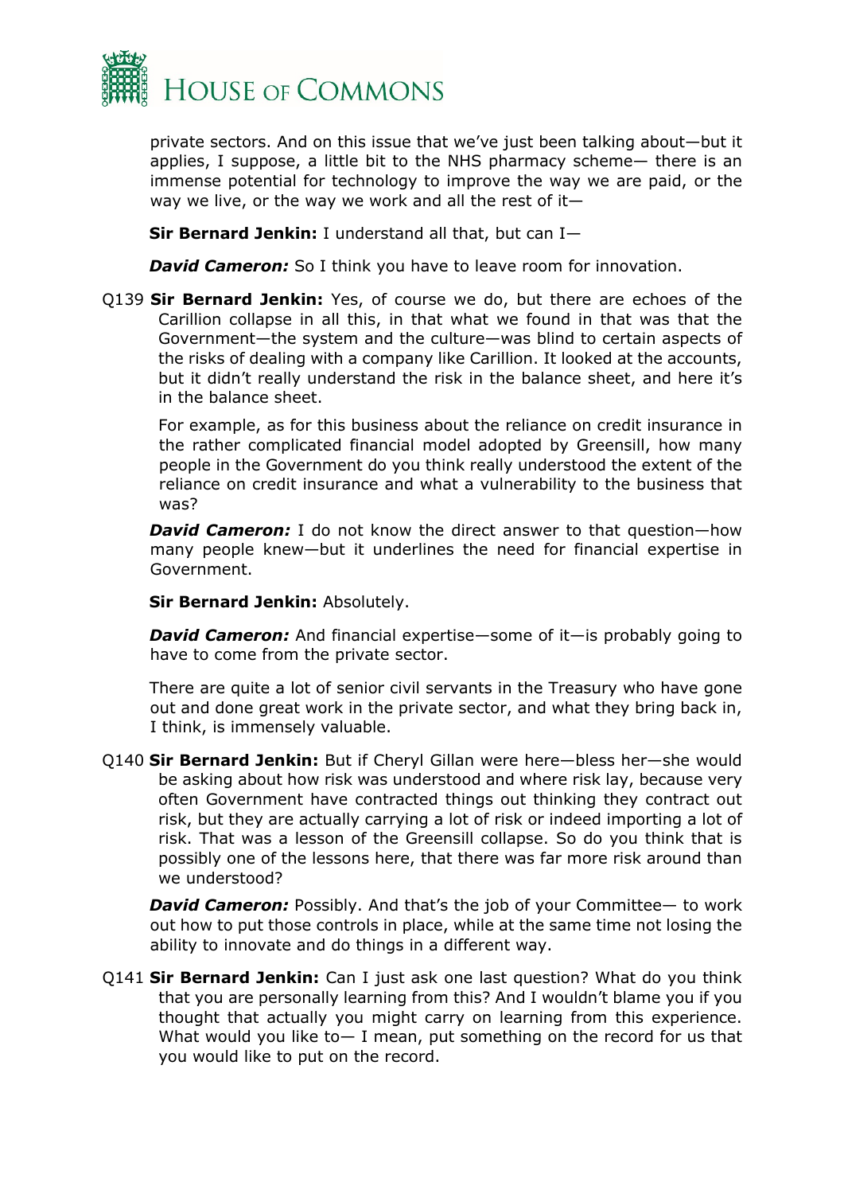private sectors. And on this issue that we've just been talking about—but it applies, I suppose, a little bit to the NHS pharmacy scheme— there is an immense potential for technology to improve the way we are paid, or the way we live, or the way we work and all the rest of it—

**Sir Bernard Jenkin:** I understand all that, but can I—

***David Cameron:*** So I think you have to leave room for innovation.

Q139 **Sir Bernard Jenkin:** Yes, of course we do, but there are echoes of the Carillion collapse in all this, in that what we found in that was that the Government—the system and the culture—was blind to certain aspects of the risks of dealing with a company like Carillion. It looked at the accounts, but it didn't really understand the risk in the balance sheet, and here it's in the balance sheet.

For example, as for this business about the reliance on credit insurance in the rather complicated financial model adopted by Greensill, how many people in the Government do you think really understood the extent of the reliance on credit insurance and what a vulnerability to the business that was?

***David Cameron:*** I do not know the direct answer to that question—how many people knew—but it underlines the need for financial expertise in Government.

**Sir Bernard Jenkin:** Absolutely.

***David Cameron:*** And financial expertise—some of it—is probably going to have to come from the private sector.

There are quite a lot of senior civil servants in the Treasury who have gone out and done great work in the private sector, and what they bring back in, I think, is immensely valuable.

Q140 **Sir Bernard Jenkin:** But if Cheryl Gillan were here—bless her—she would be asking about how risk was understood and where risk lay, because very often Government have contracted things out thinking they contract out risk, but they are actually carrying a lot of risk or indeed importing a lot of risk. That was a lesson of the Greensill collapse. So do you think that is possibly one of the lessons here, that there was far more risk around than we understood?

***David Cameron:*** Possibly. And that's the job of your Committee— to work out how to put those controls in place, while at the same time not losing the ability to innovate and do things in a different way.

Q141 **Sir Bernard Jenkin:** Can I just ask one last question? What do you think that you are personally learning from this? And I wouldn't blame you if you thought that actually you might carry on learning from this experience. What would you like to— I mean, put something on the record for us that you would like to put on the record.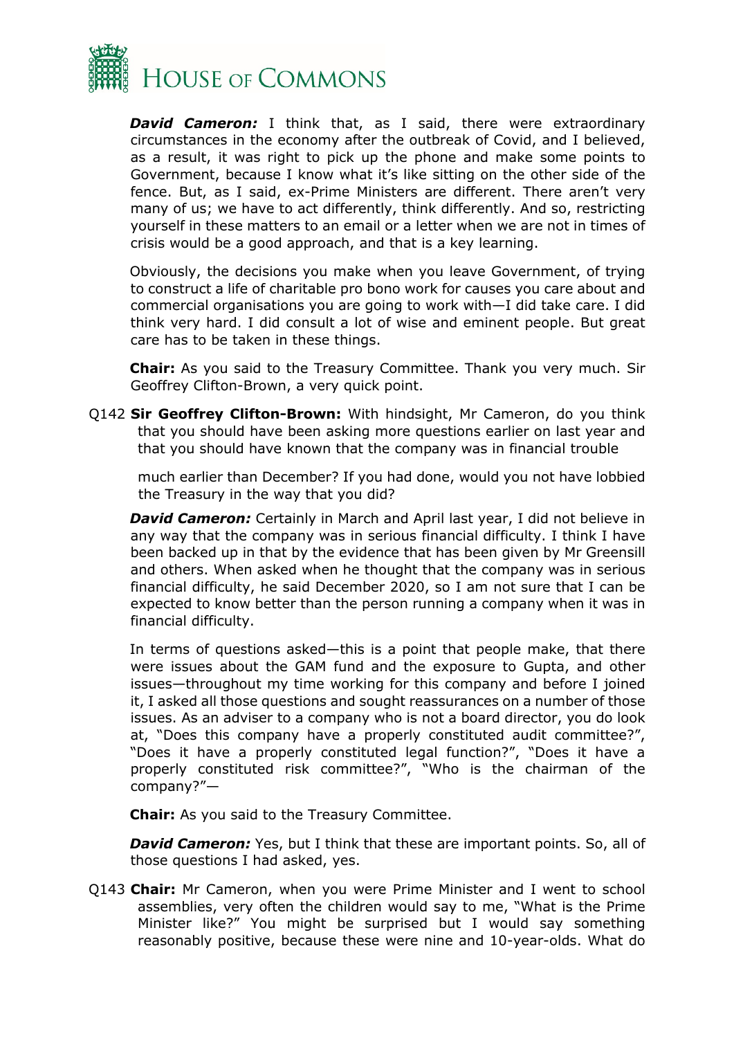***David Cameron:*** I think that, as I said, there were extraordinary circumstances in the economy after the outbreak of Covid, and I believed, as a result, it was right to pick up the phone and make some points to Government, because I know what it's like sitting on the other side of the fence. But, as I said, ex-Prime Ministers are different. There aren't very many of us; we have to act differently, think differently. And so, restricting yourself in these matters to an email or a letter when we are not in times of crisis would be a good approach, and that is a key learning.

Obviously, the decisions you make when you leave Government, of trying to construct a life of charitable pro bono work for causes you care about and commercial organisations you are going to work with—I did take care. I did think very hard. I did consult a lot of wise and eminent people. But great care has to be taken in these things.

**Chair:** As you said to the Treasury Committee. Thank you very much. Sir Geoffrey Clifton-Brown, a very quick point.

Q142 **Sir Geoffrey Clifton-Brown:** With hindsight, Mr Cameron, do you think that you should have been asking more questions earlier on last year and that you should have known that the company was in financial trouble much earlier than December? If you had done, would you not have lobbied the Treasury in the way that you did?

***David Cameron:*** Certainly in March and April last year, I did not believe in any way that the company was in serious financial difficulty. I think I have been backed up in that by the evidence that has been given by Mr Greensill and others. When asked when he thought that the company was in serious financial difficulty, he said December 2020, so I am not sure that I can be expected to know better than the person running a company when it was in financial difficulty.

In terms of questions asked—this is a point that people make, that there were issues about the GAM fund and the exposure to Gupta, and other issues—throughout my time working for this company and before I joined it, I asked all those questions and sought reassurances on a number of those issues. As an adviser to a company who is not a board director, you do look at, "Does this company have a properly constituted audit committee?", "Does it have a properly constituted legal function?", "Does it have a properly constituted risk committee?", "Who is the chairman of the company?"—

**Chair:** As you said to the Treasury Committee.

***David Cameron:*** Yes, but I think that these are important points. So, all of those questions I had asked, yes.

Q143 **Chair:** Mr Cameron, when you were Prime Minister and I went to school assemblies, very often the children would say to me, "What is the Prime Minister like?" You might be surprised but I would say something reasonably positive, because these were nine and 10-year-olds. What do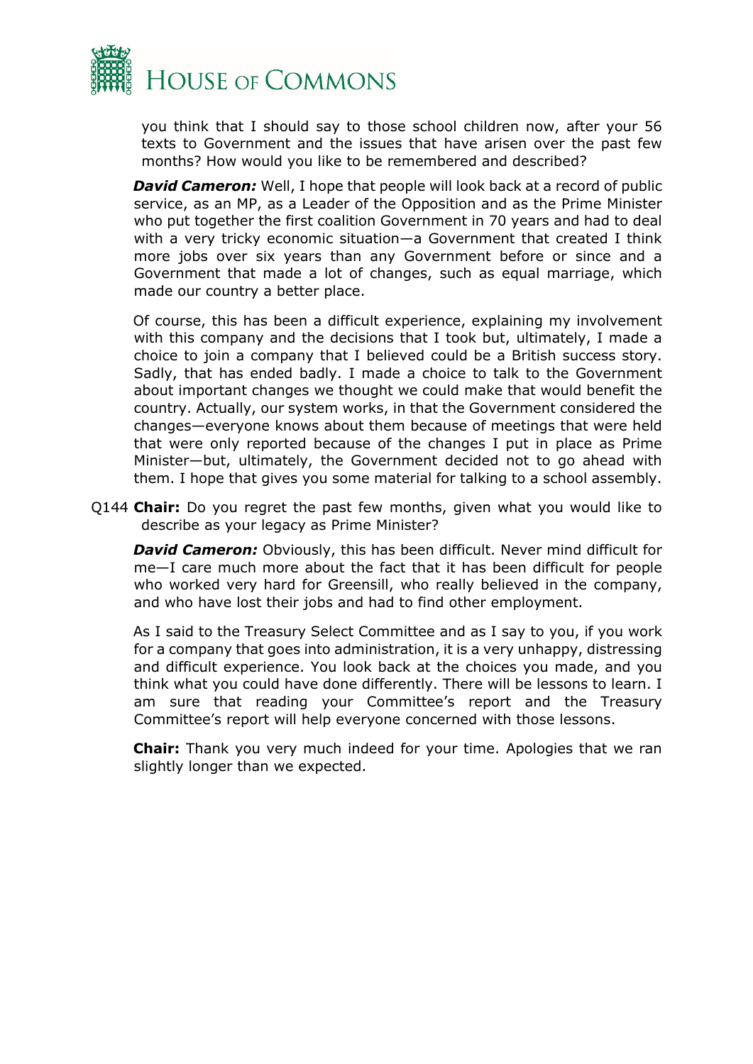you think that I should say to those school children now, after your 56 texts to Government and the issues that have arisen over the past few months? How would you like to be remembered and described?

***David Cameron:*** Well, I hope that people will look back at a record of public service, as an MP, as a Leader of the Opposition and as the Prime Minister who put together the first coalition Government in 70 years and had to deal with a very tricky economic situation—a Government that created I think more jobs over six years than any Government before or since and a Government that made a lot of changes, such as equal marriage, which made our country a better place.

Of course, this has been a difficult experience, explaining my involvement with this company and the decisions that I took but, ultimately, I made a choice to join a company that I believed could be a British success story. Sadly, that has ended badly. I made a choice to talk to the Government about important changes we thought we could make that would benefit the country. Actually, our system works, in that the Government considered the changes—everyone knows about them because of meetings that were held that were only reported because of the changes I put in place as Prime Minister—but, ultimately, the Government decided not to go ahead with them. I hope that gives you some material for talking to a school assembly.

Q144 **Chair:** Do you regret the past few months, given what you would like to describe as your legacy as Prime Minister?

***David Cameron:*** Obviously, this has been difficult. Never mind difficult for me—I care much more about the fact that it has been difficult for people who worked very hard for Greensill, who really believed in the company, and who have lost their jobs and had to find other employment.

As I said to the Treasury Select Committee and as I say to you, if you work for a company that goes into administration, it is a very unhappy, distressing and difficult experience. You look back at the choices you made, and you think what you could have done differently. There will be lessons to learn. I am sure that reading your Committee's report and the Treasury Committee's report will help everyone concerned with those lessons.

**Chair:** Thank you very much indeed for your time. Apologies that we ran slightly longer than we expected.